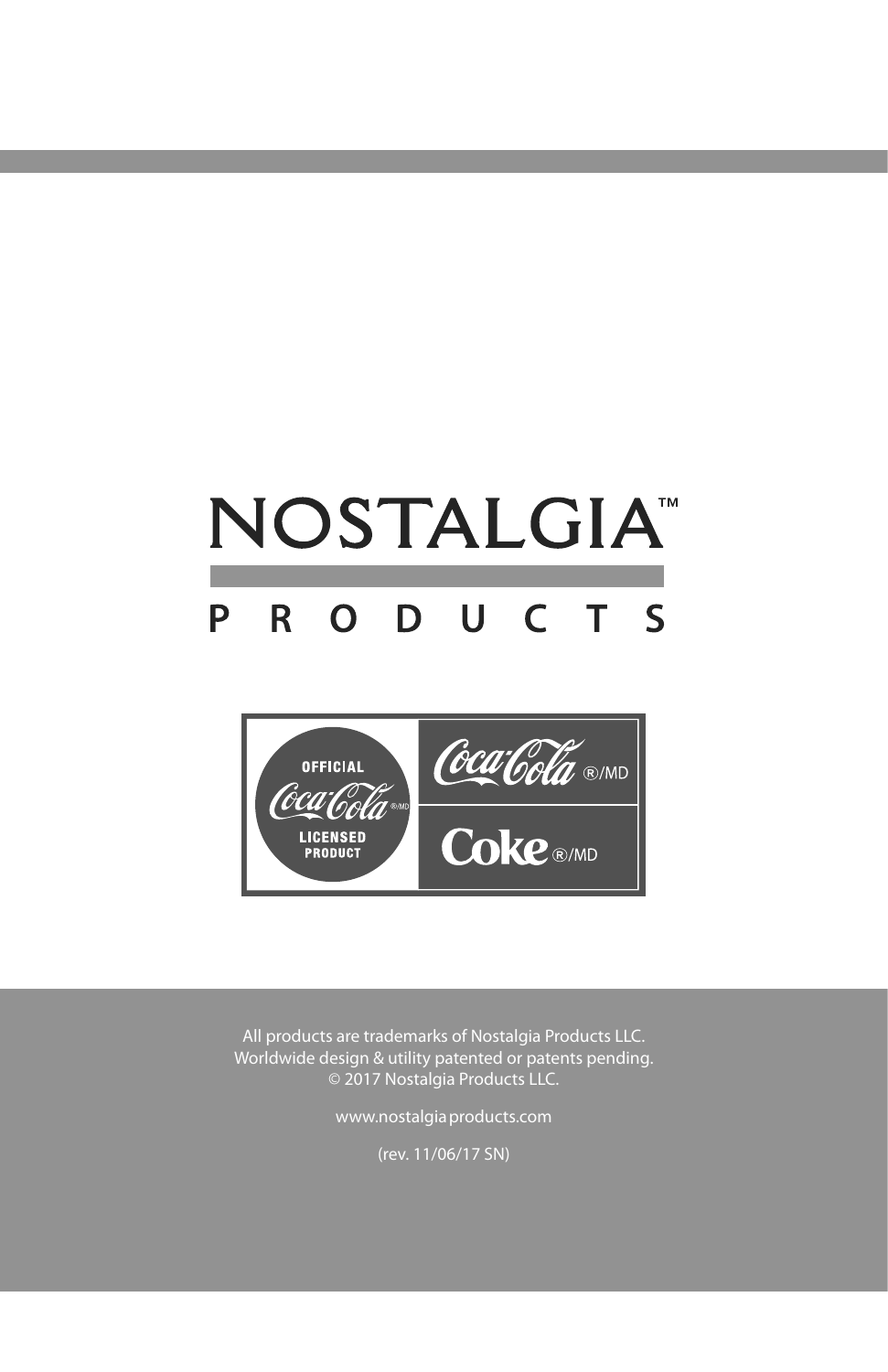# NOSTALGIA™

## P R O D U C T S

OFFICIAL Coca-Cola®/MD LICENSED PRODUCT

Coca-Cola®/MD

Coke®/MD

All products are trademarks of Nostalgia Products LLC.
Worldwide design & utility patented or patents pending.
© 2017 Nostalgia Products LLC.

www.nostalgiaproducts.com

(rev. 11/06/17 SN)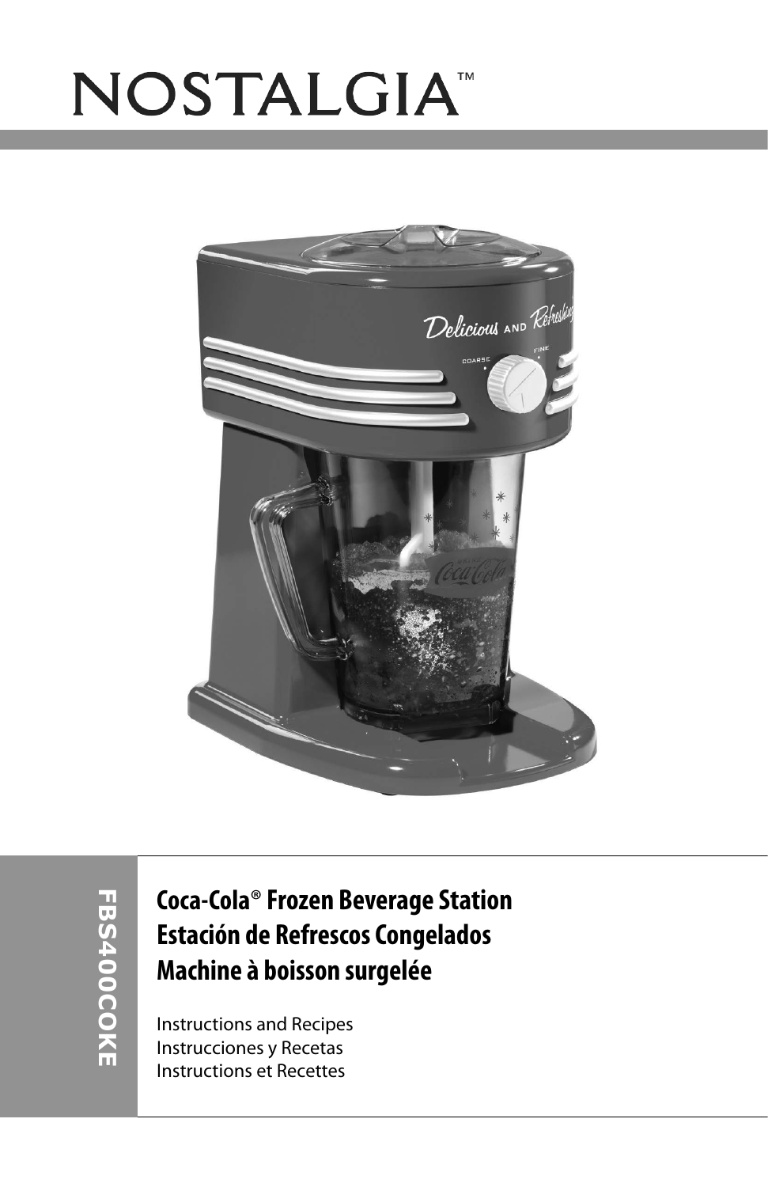# NOSTALGIA™

**FBS400COKE**

## Coca-Cola® Frozen Beverage Station
## Estación de Refrescos Congelados
## Machine à boisson surgelée

Instructions and Recipes
Instrucciones y Recetas
Instructions et Recettes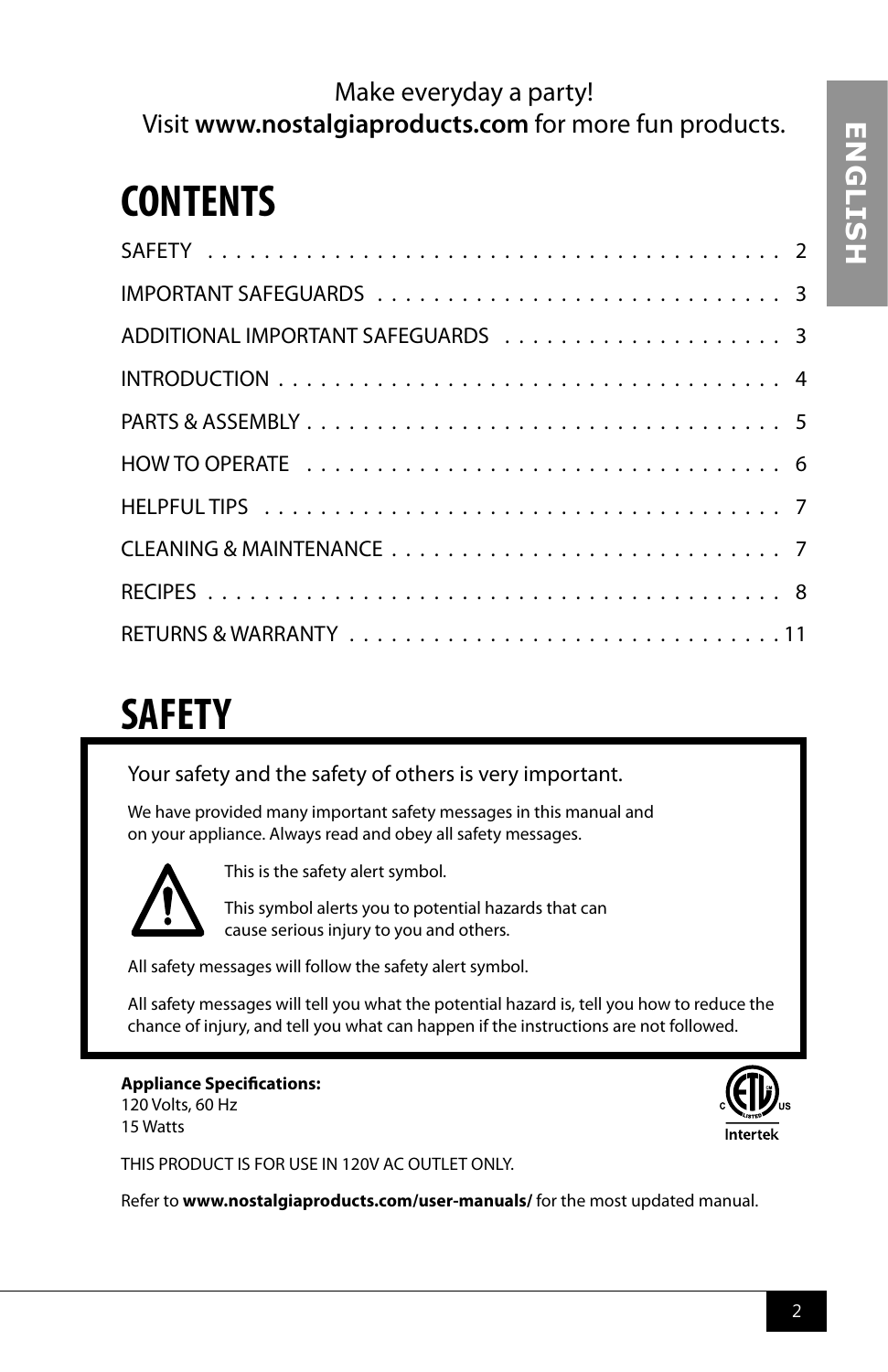Make everyday a party!
Visit **www.nostalgiaproducts.com** for more fun products.

# CONTENTS

| | |
|---|---|
| SAFETY | 2 |
| IMPORTANT SAFEGUARDS | 3 |
| ADDITIONAL IMPORTANT SAFEGUARDS | 3 |
| INTRODUCTION | 4 |
| PARTS & ASSEMBLY | 5 |
| HOW TO OPERATE | 6 |
| HELPFUL TIPS | 7 |
| CLEANING & MAINTENANCE | 7 |
| RECIPES | 8 |
| RETURNS & WARRANTY | 11 |

# SAFETY

Your safety and the safety of others is very important.

We have provided many important safety messages in this manual and on your appliance. Always read and obey all safety messages.

This is the safety alert symbol.

This symbol alerts you to potential hazards that can cause serious injury to you and others.

All safety messages will follow the safety alert symbol.

All safety messages will tell you what the potential hazard is, tell you how to reduce the chance of injury, and tell you what can happen if the instructions are not followed.

**Appliance Specifications:**
120 Volts, 60 Hz
15 Watts

Intertek

THIS PRODUCT IS FOR USE IN 120V AC OUTLET ONLY.

Refer to **www.nostalgiaproducts.com/user-manuals/** for the most updated manual.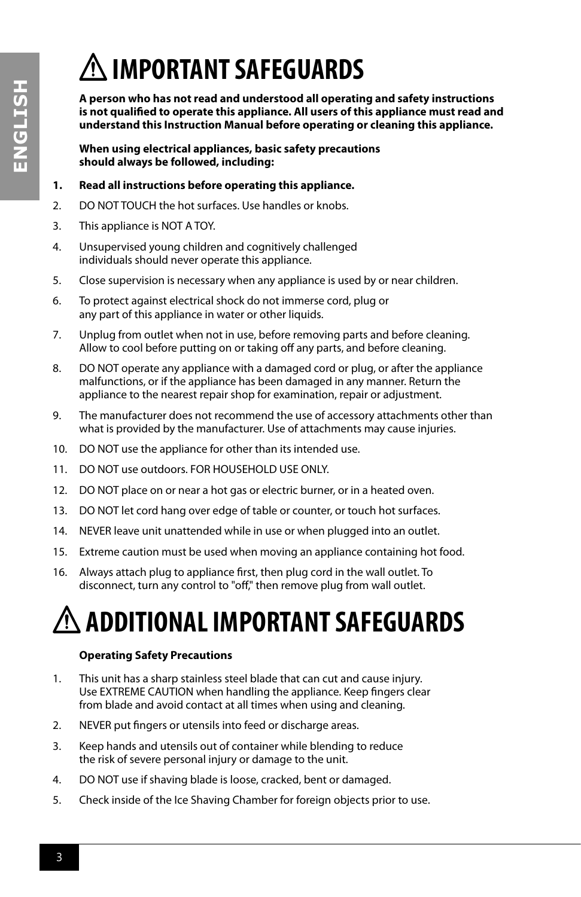# ⚠ IMPORTANT SAFEGUARDS

**A person who has not read and understood all operating and safety instructions is not qualified to operate this appliance. All users of this appliance must read and understand this Instruction Manual before operating or cleaning this appliance.**

**When using electrical appliances, basic safety precautions should always be followed, including:**

1. **Read all instructions before operating this appliance.**
2. DO NOT TOUCH the hot surfaces. Use handles or knobs.
3. This appliance is NOT A TOY.
4. Unsupervised young children and cognitively challenged individuals should never operate this appliance.
5. Close supervision is necessary when any appliance is used by or near children.
6. To protect against electrical shock do not immerse cord, plug or any part of this appliance in water or other liquids.
7. Unplug from outlet when not in use, before removing parts and before cleaning. Allow to cool before putting on or taking off any parts, and before cleaning.
8. DO NOT operate any appliance with a damaged cord or plug, or after the appliance malfunctions, or if the appliance has been damaged in any manner. Return the appliance to the nearest repair shop for examination, repair or adjustment.
9. The manufacturer does not recommend the use of accessory attachments other than what is provided by the manufacturer. Use of attachments may cause injuries.
10. DO NOT use the appliance for other than its intended use.
11. DO NOT use outdoors. FOR HOUSEHOLD USE ONLY.
12. DO NOT place on or near a hot gas or electric burner, or in a heated oven.
13. DO NOT let cord hang over edge of table or counter, or touch hot surfaces.
14. NEVER leave unit unattended while in use or when plugged into an outlet.
15. Extreme caution must be used when moving an appliance containing hot food.
16. Always attach plug to appliance first, then plug cord in the wall outlet. To disconnect, turn any control to "off," then remove plug from wall outlet.

# ⚠ ADDITIONAL IMPORTANT SAFEGUARDS

**Operating Safety Precautions**

1. This unit has a sharp stainless steel blade that can cut and cause injury. Use EXTREME CAUTION when handling the appliance. Keep fingers clear from blade and avoid contact at all times when using and cleaning.
2. NEVER put fingers or utensils into feed or discharge areas.
3. Keep hands and utensils out of container while blending to reduce the risk of severe personal injury or damage to the unit.
4. DO NOT use if shaving blade is loose, cracked, bent or damaged.
5. Check inside of the Ice Shaving Chamber for foreign objects prior to use.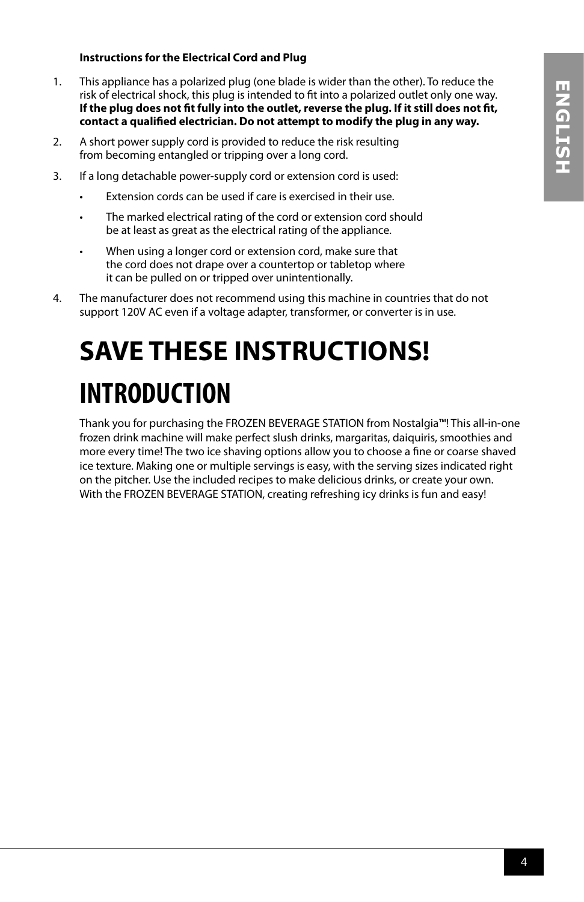**Instructions for the Electrical Cord and Plug**

1. This appliance has a polarized plug (one blade is wider than the other). To reduce the risk of electrical shock, this plug is intended to fit into a polarized outlet only one way. **If the plug does not fit fully into the outlet, reverse the plug. If it still does not fit, contact a qualified electrician. Do not attempt to modify the plug in any way.**

2. A short power supply cord is provided to reduce the risk resulting from becoming entangled or tripping over a long cord.

3. If a long detachable power-supply cord or extension cord is used:
   - Extension cords can be used if care is exercised in their use.
   - The marked electrical rating of the cord or extension cord should be at least as great as the electrical rating of the appliance.
   - When using a longer cord or extension cord, make sure that the cord does not drape over a countertop or tabletop where it can be pulled on or tripped over unintentionally.

4. The manufacturer does not recommend using this machine in countries that do not support 120V AC even if a voltage adapter, transformer, or converter is in use.

# SAVE THESE INSTRUCTIONS!

# INTRODUCTION

Thank you for purchasing the FROZEN BEVERAGE STATION from Nostalgia™! This all-in-one frozen drink machine will make perfect slush drinks, margaritas, daiquiris, smoothies and more every time! The two ice shaving options allow you to choose a fine or coarse shaved ice texture. Making one or multiple servings is easy, with the serving sizes indicated right on the pitcher. Use the included recipes to make delicious drinks, or create your own. With the FROZEN BEVERAGE STATION, creating refreshing icy drinks is fun and easy!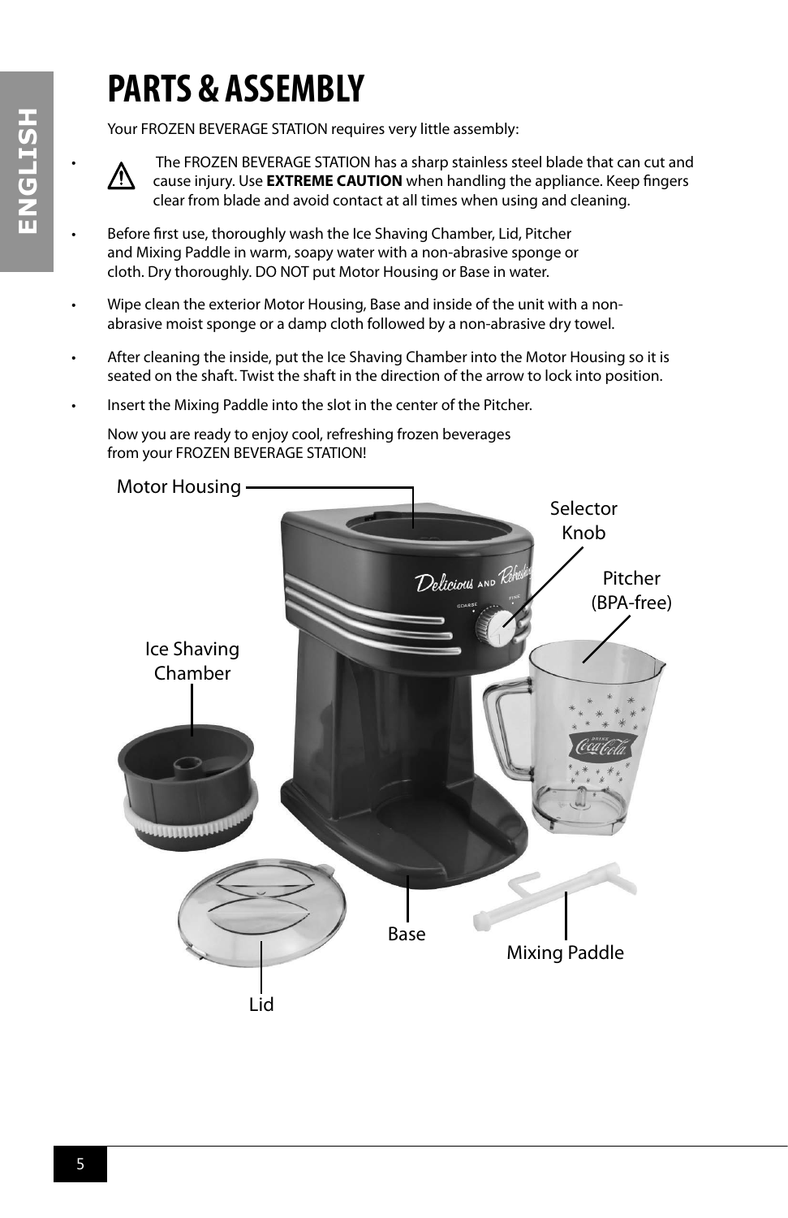# PARTS & ASSEMBLY

Your FROZEN BEVERAGE STATION requires very little assembly:

- ⚠ The FROZEN BEVERAGE STATION has a sharp stainless steel blade that can cut and cause injury. Use **EXTREME CAUTION** when handling the appliance. Keep fingers clear from blade and avoid contact at all times when using and cleaning.
- Before first use, thoroughly wash the Ice Shaving Chamber, Lid, Pitcher and Mixing Paddle in warm, soapy water with a non-abrasive sponge or cloth. Dry thoroughly. DO NOT put Motor Housing or Base in water.
- Wipe clean the exterior Motor Housing, Base and inside of the unit with a non-abrasive moist sponge or a damp cloth followed by a non-abrasive dry towel.
- After cleaning the inside, put the Ice Shaving Chamber into the Motor Housing so it is seated on the shaft. Twist the shaft in the direction of the arrow to lock into position.
- Insert the Mixing Paddle into the slot in the center of the Pitcher.

Now you are ready to enjoy cool, refreshing frozen beverages from your FROZEN BEVERAGE STATION!

Motor Housing

Selector Knob

Pitcher (BPA-free)

Ice Shaving Chamber

Base

Mixing Paddle

Lid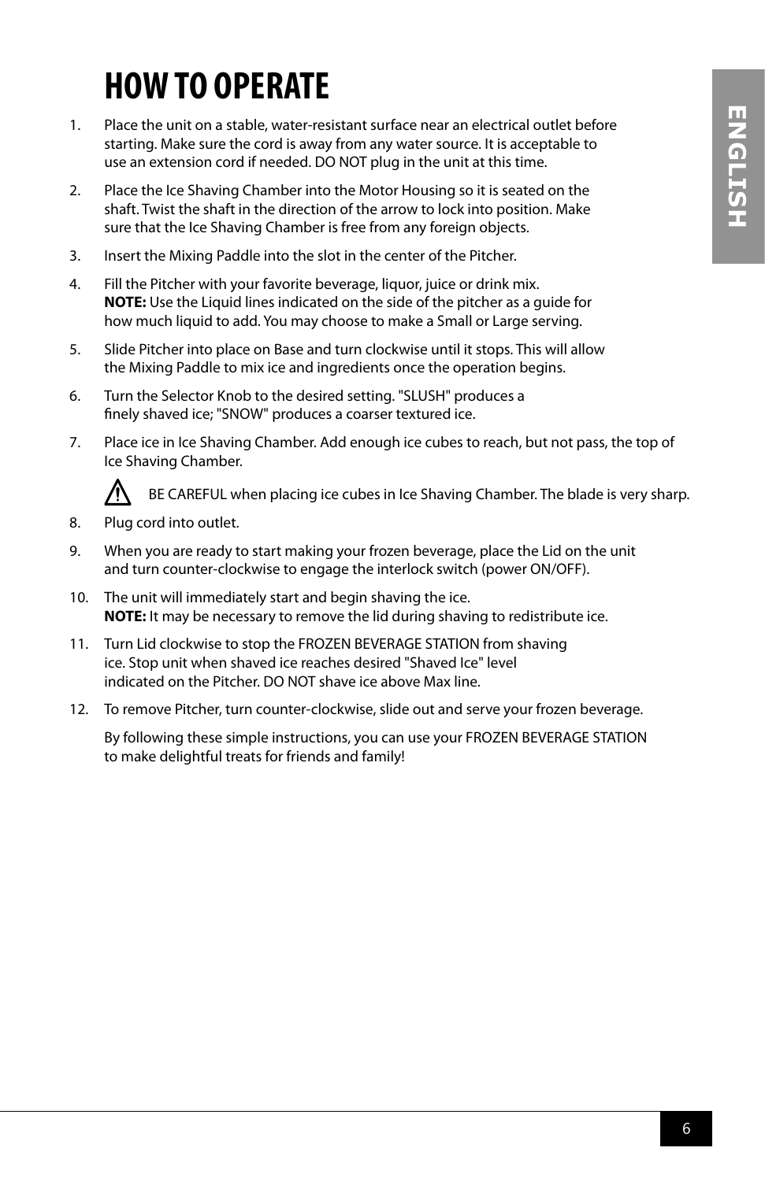# HOW TO OPERATE

1. Place the unit on a stable, water-resistant surface near an electrical outlet before starting. Make sure the cord is away from any water source. It is acceptable to use an extension cord if needed. DO NOT plug in the unit at this time.

2. Place the Ice Shaving Chamber into the Motor Housing so it is seated on the shaft. Twist the shaft in the direction of the arrow to lock into position. Make sure that the Ice Shaving Chamber is free from any foreign objects.

3. Insert the Mixing Paddle into the slot in the center of the Pitcher.

4. Fill the Pitcher with your favorite beverage, liquor, juice or drink mix.
   **NOTE:** Use the Liquid lines indicated on the side of the pitcher as a guide for how much liquid to add. You may choose to make a Small or Large serving.

5. Slide Pitcher into place on Base and turn clockwise until it stops. This will allow the Mixing Paddle to mix ice and ingredients once the operation begins.

6. Turn the Selector Knob to the desired setting. "SLUSH" produces a finely shaved ice; "SNOW" produces a coarser textured ice.

7. Place ice in Ice Shaving Chamber. Add enough ice cubes to reach, but not pass, the top of Ice Shaving Chamber.

   ⚠ BE CAREFUL when placing ice cubes in Ice Shaving Chamber. The blade is very sharp.

8. Plug cord into outlet.

9. When you are ready to start making your frozen beverage, place the Lid on the unit and turn counter-clockwise to engage the interlock switch (power ON/OFF).

10. The unit will immediately start and begin shaving the ice.
    **NOTE:** It may be necessary to remove the lid during shaving to redistribute ice.

11. Turn Lid clockwise to stop the FROZEN BEVERAGE STATION from shaving ice. Stop unit when shaved ice reaches desired "Shaved Ice" level indicated on the Pitcher. DO NOT shave ice above Max line.

12. To remove Pitcher, turn counter-clockwise, slide out and serve your frozen beverage.

    By following these simple instructions, you can use your FROZEN BEVERAGE STATION to make delightful treats for friends and family!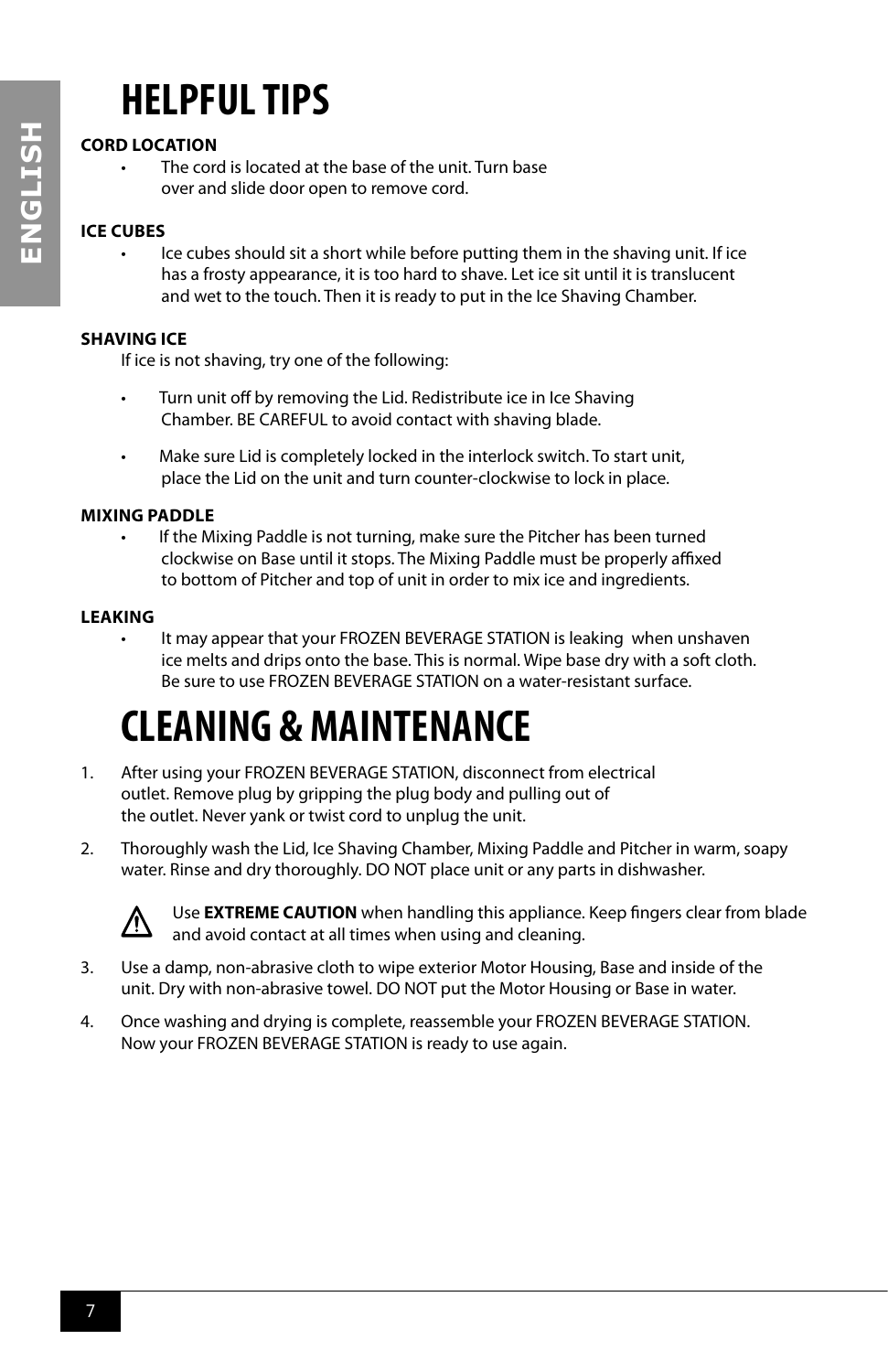# HELPFUL TIPS

**CORD LOCATION**

- The cord is located at the base of the unit. Turn base over and slide door open to remove cord.

**ICE CUBES**

- Ice cubes should sit a short while before putting them in the shaving unit. If ice has a frosty appearance, it is too hard to shave. Let ice sit until it is translucent and wet to the touch. Then it is ready to put in the Ice Shaving Chamber.

**SHAVING ICE**

If ice is not shaving, try one of the following:

- Turn unit off by removing the Lid. Redistribute ice in Ice Shaving Chamber. BE CAREFUL to avoid contact with shaving blade.
- Make sure Lid is completely locked in the interlock switch. To start unit, place the Lid on the unit and turn counter-clockwise to lock in place.

**MIXING PADDLE**

- If the Mixing Paddle is not turning, make sure the Pitcher has been turned clockwise on Base until it stops. The Mixing Paddle must be properly affixed to bottom of Pitcher and top of unit in order to mix ice and ingredients.

**LEAKING**

- It may appear that your FROZEN BEVERAGE STATION is leaking when unshaven ice melts and drips onto the base. This is normal. Wipe base dry with a soft cloth. Be sure to use FROZEN BEVERAGE STATION on a water-resistant surface.

# CLEANING & MAINTENANCE

1. After using your FROZEN BEVERAGE STATION, disconnect from electrical outlet. Remove plug by gripping the plug body and pulling out of the outlet. Never yank or twist cord to unplug the unit.
2. Thoroughly wash the Lid, Ice Shaving Chamber, Mixing Paddle and Pitcher in warm, soapy water. Rinse and dry thoroughly. DO NOT place unit or any parts in dishwasher.

   ⚠ Use **EXTREME CAUTION** when handling this appliance. Keep fingers clear from blade and avoid contact at all times when using and cleaning.

3. Use a damp, non-abrasive cloth to wipe exterior Motor Housing, Base and inside of the unit. Dry with non-abrasive towel. DO NOT put the Motor Housing or Base in water.
4. Once washing and drying is complete, reassemble your FROZEN BEVERAGE STATION. Now your FROZEN BEVERAGE STATION is ready to use again.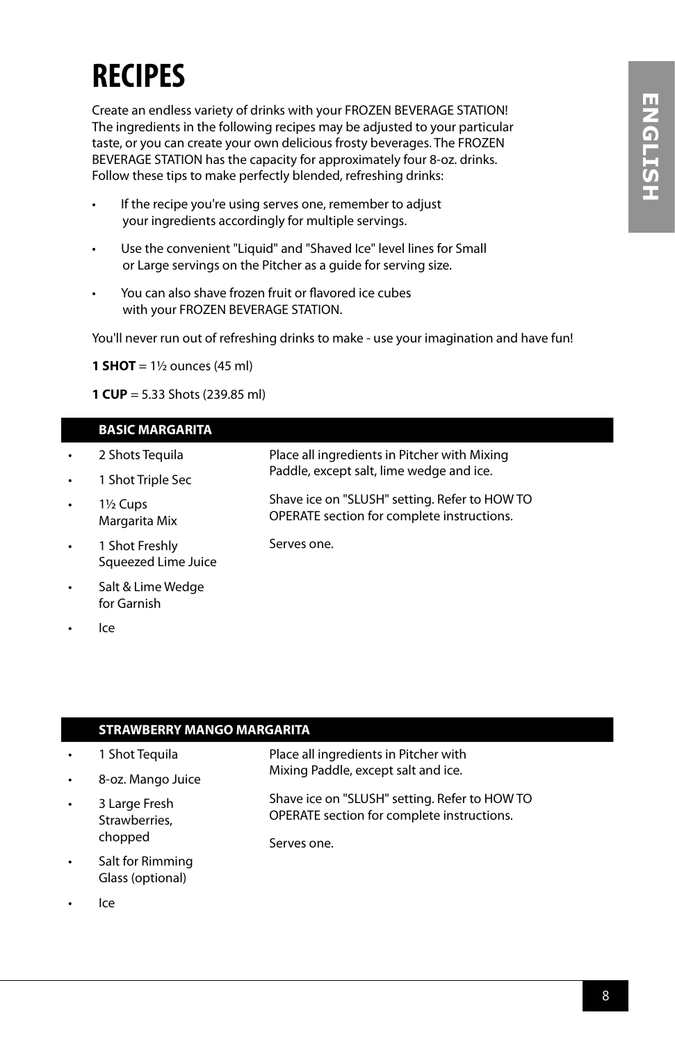# RECIPES

Create an endless variety of drinks with your FROZEN BEVERAGE STATION! The ingredients in the following recipes may be adjusted to your particular taste, or you can create your own delicious frosty beverages. The FROZEN BEVERAGE STATION has the capacity for approximately four 8-oz. drinks. Follow these tips to make perfectly blended, refreshing drinks:

- If the recipe you're using serves one, remember to adjust your ingredients accordingly for multiple servings.
- Use the convenient "Liquid" and "Shaved Ice" level lines for Small or Large servings on the Pitcher as a guide for serving size.
- You can also shave frozen fruit or flavored ice cubes with your FROZEN BEVERAGE STATION.

You'll never run out of refreshing drinks to make - use your imagination and have fun!

**1 SHOT** = 1½ ounces (45 ml)

**1 CUP** = 5.33 Shots (239.85 ml)

## BASIC MARGARITA

- 2 Shots Tequila
- 1 Shot Triple Sec
- 1½ Cups Margarita Mix
- 1 Shot Freshly Squeezed Lime Juice
- Salt & Lime Wedge for Garnish
- Ice

Place all ingredients in Pitcher with Mixing Paddle, except salt, lime wedge and ice.

Shave ice on "SLUSH" setting. Refer to HOW TO OPERATE section for complete instructions.

Serves one.

## STRAWBERRY MANGO MARGARITA

- 1 Shot Tequila
- 8-oz. Mango Juice
- 3 Large Fresh Strawberries, chopped
- Salt for Rimming Glass (optional)
- Ice

Place all ingredients in Pitcher with Mixing Paddle, except salt and ice.

Shave ice on "SLUSH" setting. Refer to HOW TO OPERATE section for complete instructions.

Serves one.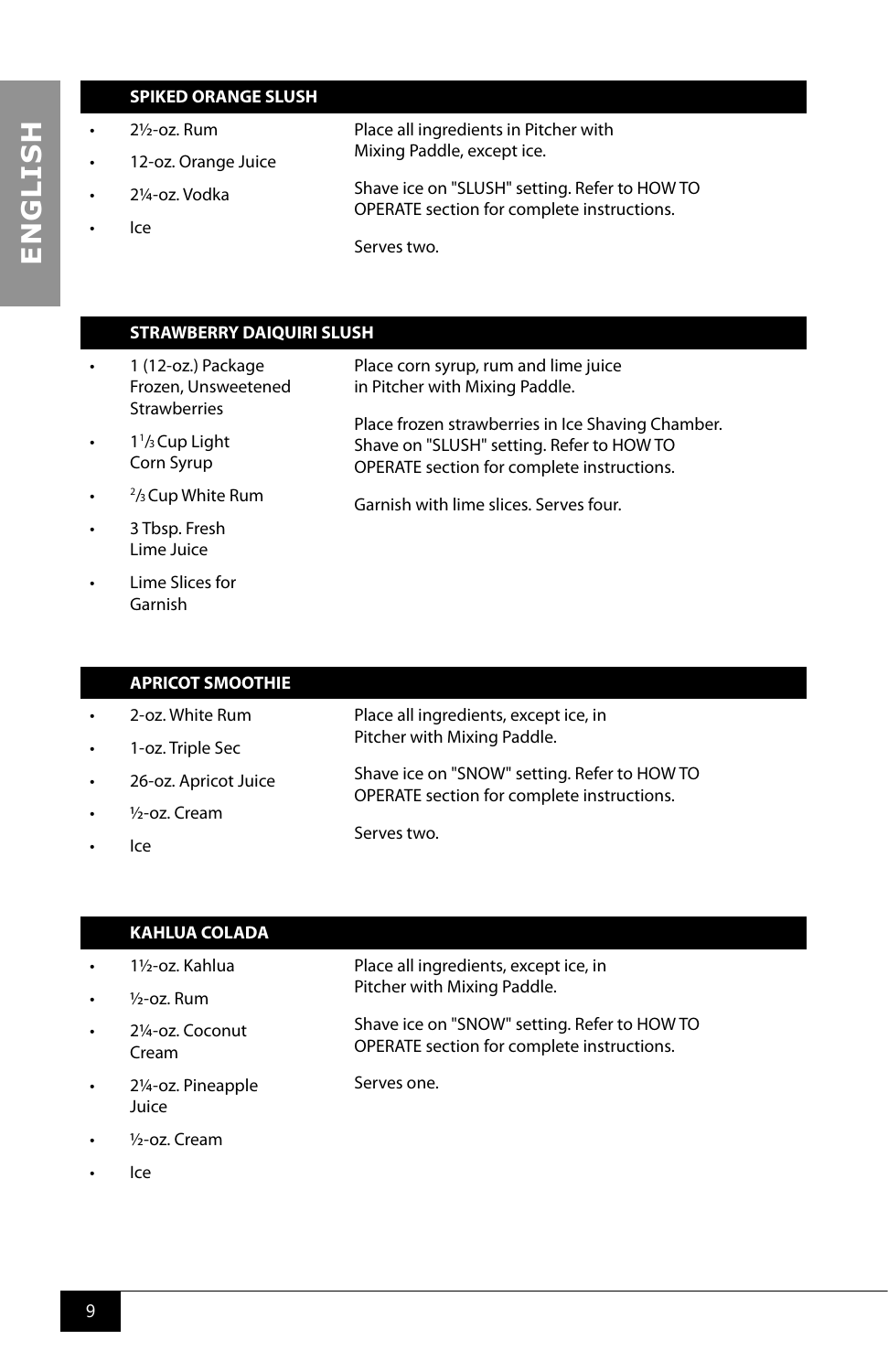## SPIKED ORANGE SLUSH

- 2½-oz. Rum
- 12-oz. Orange Juice
- 2¼-oz. Vodka
- Ice

Place all ingredients in Pitcher with Mixing Paddle, except ice.

Shave ice on "SLUSH" setting. Refer to HOW TO OPERATE section for complete instructions.

Serves two.

## STRAWBERRY DAIQUIRI SLUSH

- 1 (12-oz.) Package Frozen, Unsweetened Strawberries
- 1⅓ Cup Light Corn Syrup
- ⅔ Cup White Rum
- 3 Tbsp. Fresh Lime Juice
- Lime Slices for Garnish

Place corn syrup, rum and lime juice in Pitcher with Mixing Paddle.

Place frozen strawberries in Ice Shaving Chamber. Shave on "SLUSH" setting. Refer to HOW TO OPERATE section for complete instructions.

Garnish with lime slices. Serves four.

## APRICOT SMOOTHIE

- 2-oz. White Rum
- 1-oz. Triple Sec
- 26-oz. Apricot Juice
- ½-oz. Cream
- Ice

Place all ingredients, except ice, in Pitcher with Mixing Paddle.

Shave ice on "SNOW" setting. Refer to HOW TO OPERATE section for complete instructions.

Serves two.

## KAHLUA COLADA

- 1½-oz. Kahlua
- ½-oz. Rum
- 2¼-oz. Coconut Cream
- 2¼-oz. Pineapple Juice
- ½-oz. Cream
- Ice

Place all ingredients, except ice, in Pitcher with Mixing Paddle.

Shave ice on "SNOW" setting. Refer to HOW TO OPERATE section for complete instructions.

Serves one.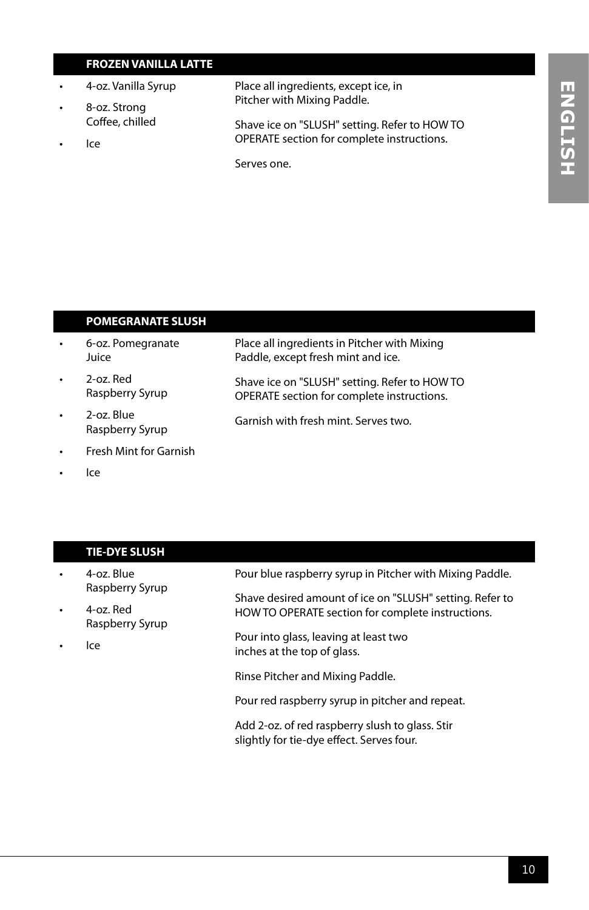## FROZEN VANILLA LATTE

- 4-oz. Vanilla Syrup
- 8-oz. Strong Coffee, chilled
- Ice

Place all ingredients, except ice, in Pitcher with Mixing Paddle.

Shave ice on "SLUSH" setting. Refer to HOW TO OPERATE section for complete instructions.

Serves one.

## POMEGRANATE SLUSH

- 6-oz. Pomegranate Juice
- 2-oz. Red Raspberry Syrup
- 2-oz. Blue Raspberry Syrup
- Fresh Mint for Garnish
- Ice

Place all ingredients in Pitcher with Mixing Paddle, except fresh mint and ice.

Shave ice on "SLUSH" setting. Refer to HOW TO OPERATE section for complete instructions.

Garnish with fresh mint. Serves two.

## TIE-DYE SLUSH

- 4-oz. Blue Raspberry Syrup
- 4-oz. Red Raspberry Syrup
- Ice

Pour blue raspberry syrup in Pitcher with Mixing Paddle.

Shave desired amount of ice on "SLUSH" setting. Refer to HOW TO OPERATE section for complete instructions.

Pour into glass, leaving at least two inches at the top of glass.

Rinse Pitcher and Mixing Paddle.

Pour red raspberry syrup in pitcher and repeat.

Add 2-oz. of red raspberry slush to glass. Stir slightly for tie-dye effect. Serves four.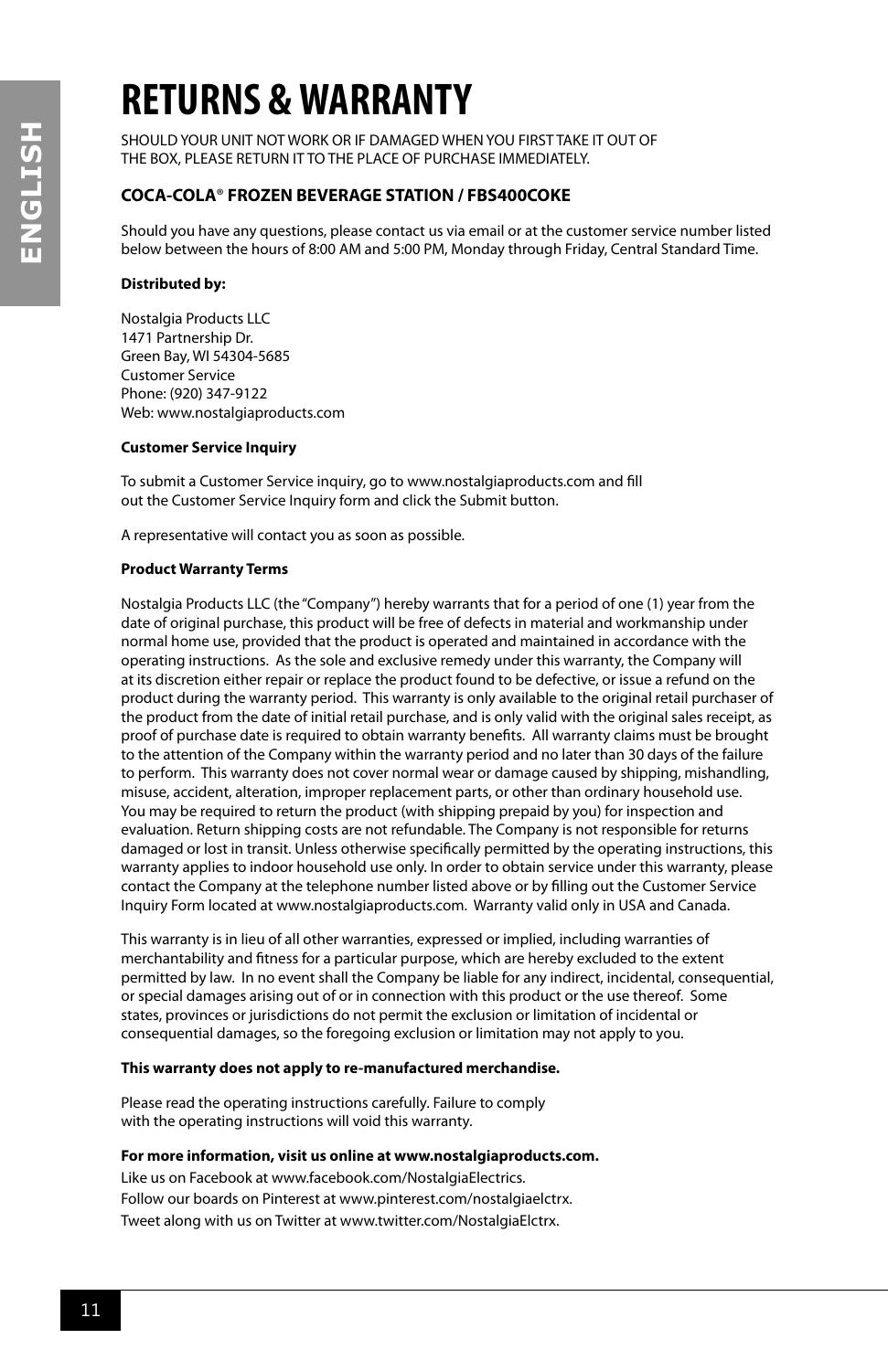# RETURNS & WARRANTY

SHOULD YOUR UNIT NOT WORK OR IF DAMAGED WHEN YOU FIRST TAKE IT OUT OF THE BOX, PLEASE RETURN IT TO THE PLACE OF PURCHASE IMMEDIATELY.

### COCA-COLA® FROZEN BEVERAGE STATION / FBS400COKE

Should you have any questions, please contact us via email or at the customer service number listed below between the hours of 8:00 AM and 5:00 PM, Monday through Friday, Central Standard Time.

**Distributed by:**

Nostalgia Products LLC
1471 Partnership Dr.
Green Bay, WI 54304-5685
Customer Service
Phone: (920) 347-9122
Web: www.nostalgiaproducts.com

**Customer Service Inquiry**

To submit a Customer Service inquiry, go to www.nostalgiaproducts.com and fill out the Customer Service Inquiry form and click the Submit button.

A representative will contact you as soon as possible.

**Product Warranty Terms**

Nostalgia Products LLC (the "Company") hereby warrants that for a period of one (1) year from the date of original purchase, this product will be free of defects in material and workmanship under normal home use, provided that the product is operated and maintained in accordance with the operating instructions. As the sole and exclusive remedy under this warranty, the Company will at its discretion either repair or replace the product found to be defective, or issue a refund on the product during the warranty period. This warranty is only available to the original retail purchaser of the product from the date of initial retail purchase, and is only valid with the original sales receipt, as proof of purchase date is required to obtain warranty benefits. All warranty claims must be brought to the attention of the Company within the warranty period and no later than 30 days of the failure to perform. This warranty does not cover normal wear or damage caused by shipping, mishandling, misuse, accident, alteration, improper replacement parts, or other than ordinary household use. You may be required to return the product (with shipping prepaid by you) for inspection and evaluation. Return shipping costs are not refundable. The Company is not responsible for returns damaged or lost in transit. Unless otherwise specifically permitted by the operating instructions, this warranty applies to indoor household use only. In order to obtain service under this warranty, please contact the Company at the telephone number listed above or by filling out the Customer Service Inquiry Form located at www.nostalgiaproducts.com. Warranty valid only in USA and Canada.

This warranty is in lieu of all other warranties, expressed or implied, including warranties of merchantability and fitness for a particular purpose, which are hereby excluded to the extent permitted by law. In no event shall the Company be liable for any indirect, incidental, consequential, or special damages arising out of or in connection with this product or the use thereof. Some states, provinces or jurisdictions do not permit the exclusion or limitation of incidental or consequential damages, so the foregoing exclusion or limitation may not apply to you.

**This warranty does not apply to re-manufactured merchandise.**

Please read the operating instructions carefully. Failure to comply with the operating instructions will void this warranty.

**For more information, visit us online at www.nostalgiaproducts.com.**
Like us on Facebook at www.facebook.com/NostalgiaElectrics.
Follow our boards on Pinterest at www.pinterest.com/nostalgiaelctrx.
Tweet along with us on Twitter at www.twitter.com/NostalgiaElctrx.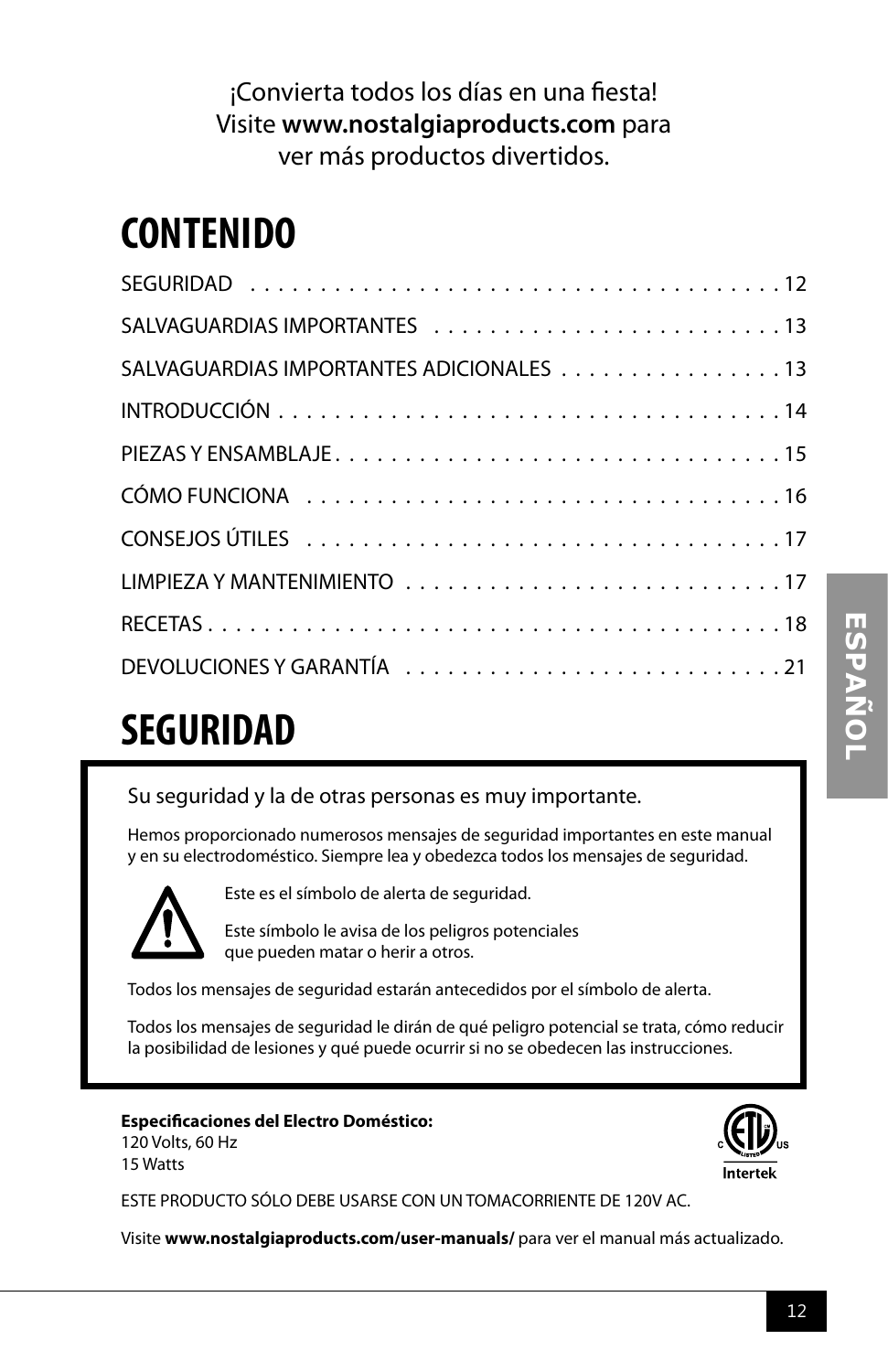¡Convierta todos los días en una fiesta!
Visite **www.nostalgiaproducts.com** para
ver más productos divertidos.

# CONTENIDO

| | |
|---|---|
| SEGURIDAD | 12 |
| SALVAGUARDIAS IMPORTANTES | 13 |
| SALVAGUARDIAS IMPORTANTES ADICIONALES | 13 |
| INTRODUCCIÓN | 14 |
| PIEZAS Y ENSAMBLAJE | 15 |
| CÓMO FUNCIONA | 16 |
| CONSEJOS ÚTILES | 17 |
| LIMPIEZA Y MANTENIMIENTO | 17 |
| RECETAS | 18 |
| DEVOLUCIONES Y GARANTÍA | 21 |

# SEGURIDAD

Su seguridad y la de otras personas es muy importante.

Hemos proporcionado numerosos mensajes de seguridad importantes en este manual y en su electrodoméstico. Siempre lea y obedezca todos los mensajes de seguridad.

Este es el símbolo de alerta de seguridad.

Este símbolo le avisa de los peligros potenciales que pueden matar o herir a otros.

Todos los mensajes de seguridad estarán antecedidos por el símbolo de alerta.

Todos los mensajes de seguridad le dirán de qué peligro potencial se trata, cómo reducir la posibilidad de lesiones y qué puede ocurrir si no se obedecen las instrucciones.

**Especificaciones del Electro Doméstico:**
120 Volts, 60 Hz
15 Watts

ESTE PRODUCTO SÓLO DEBE USARSE CON UN TOMACORRIENTE DE 120V AC.

Visite **www.nostalgiaproducts.com/user-manuals/** para ver el manual más actualizado.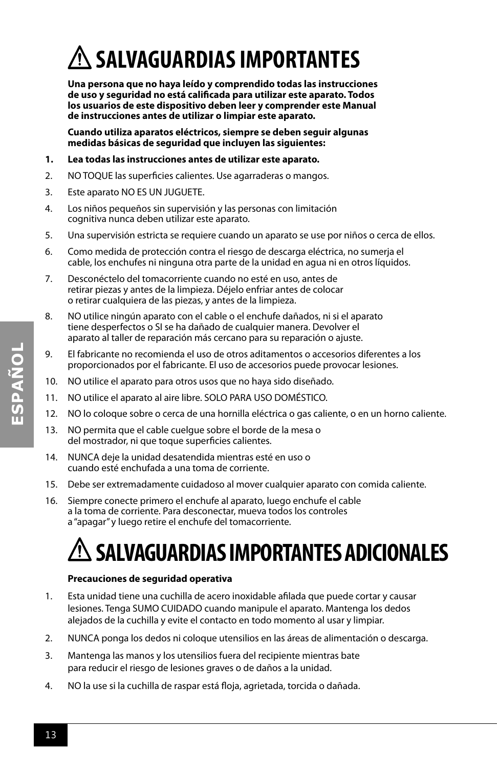# ⚠ SALVAGUARDIAS IMPORTANTES

**Una persona que no haya leído y comprendido todas las instrucciones de uso y seguridad no está calificada para utilizar este aparato. Todos los usuarios de este dispositivo deben leer y comprender este Manual de instrucciones antes de utilizar o limpiar este aparato.**

**Cuando utiliza aparatos eléctricos, siempre se deben seguir algunas medidas básicas de seguridad que incluyen las siguientes:**

1. **Lea todas las instrucciones antes de utilizar este aparato.**
2. NO TOQUE las superficies calientes. Use agarraderas o mangos.
3. Este aparato NO ES UN JUGUETE.
4. Los niños pequeños sin supervisión y las personas con limitación cognitiva nunca deben utilizar este aparato.
5. Una supervisión estricta se requiere cuando un aparato se use por niños o cerca de ellos.
6. Como medida de protección contra el riesgo de descarga eléctrica, no sumerja el cable, los enchufes ni ninguna otra parte de la unidad en agua ni en otros líquidos.
7. Desconéctelo del tomacorriente cuando no esté en uso, antes de retirar piezas y antes de la limpieza. Déjelo enfriar antes de colocar o retirar cualquiera de las piezas, y antes de la limpieza.
8. NO utilice ningún aparato con el cable o el enchufe dañados, ni si el aparato tiene desperfectos o SI se ha dañado de cualquier manera. Devolver el aparato al taller de reparación más cercano para su reparación o ajuste.
9. El fabricante no recomienda el uso de otros aditamentos o accesorios diferentes a los proporcionados por el fabricante. El uso de accesorios puede provocar lesiones.
10. NO utilice el aparato para otros usos que no haya sido diseñado.
11. NO utilice el aparato al aire libre. SOLO PARA USO DOMÉSTICO.
12. NO lo coloque sobre o cerca de una hornilla eléctrica o gas caliente, o en un horno caliente.
13. NO permita que el cable cuelgue sobre el borde de la mesa o del mostrador, ni que toque superficies calientes.
14. NUNCA deje la unidad desatendida mientras esté en uso o cuando esté enchufada a una toma de corriente.
15. Debe ser extremadamente cuidadoso al mover cualquier aparato con comida caliente.
16. Siempre conecte primero el enchufe al aparato, luego enchufe el cable a la toma de corriente. Para desconectar, mueva todos los controles a "apagar" y luego retire el enchufe del tomacorriente.

# ⚠ SALVAGUARDIAS IMPORTANTES ADICIONALES

**Precauciones de seguridad operativa**

1. Esta unidad tiene una cuchilla de acero inoxidable afilada que puede cortar y causar lesiones. Tenga SUMO CUIDADO cuando manipule el aparato. Mantenga los dedos alejados de la cuchilla y evite el contacto en todo momento al usar y limpiar.
2. NUNCA ponga los dedos ni coloque utensilios en las áreas de alimentación o descarga.
3. Mantenga las manos y los utensilios fuera del recipiente mientras bate para reducir el riesgo de lesiones graves o de daños a la unidad.
4. NO la use si la cuchilla de raspar está floja, agrietada, torcida o dañada.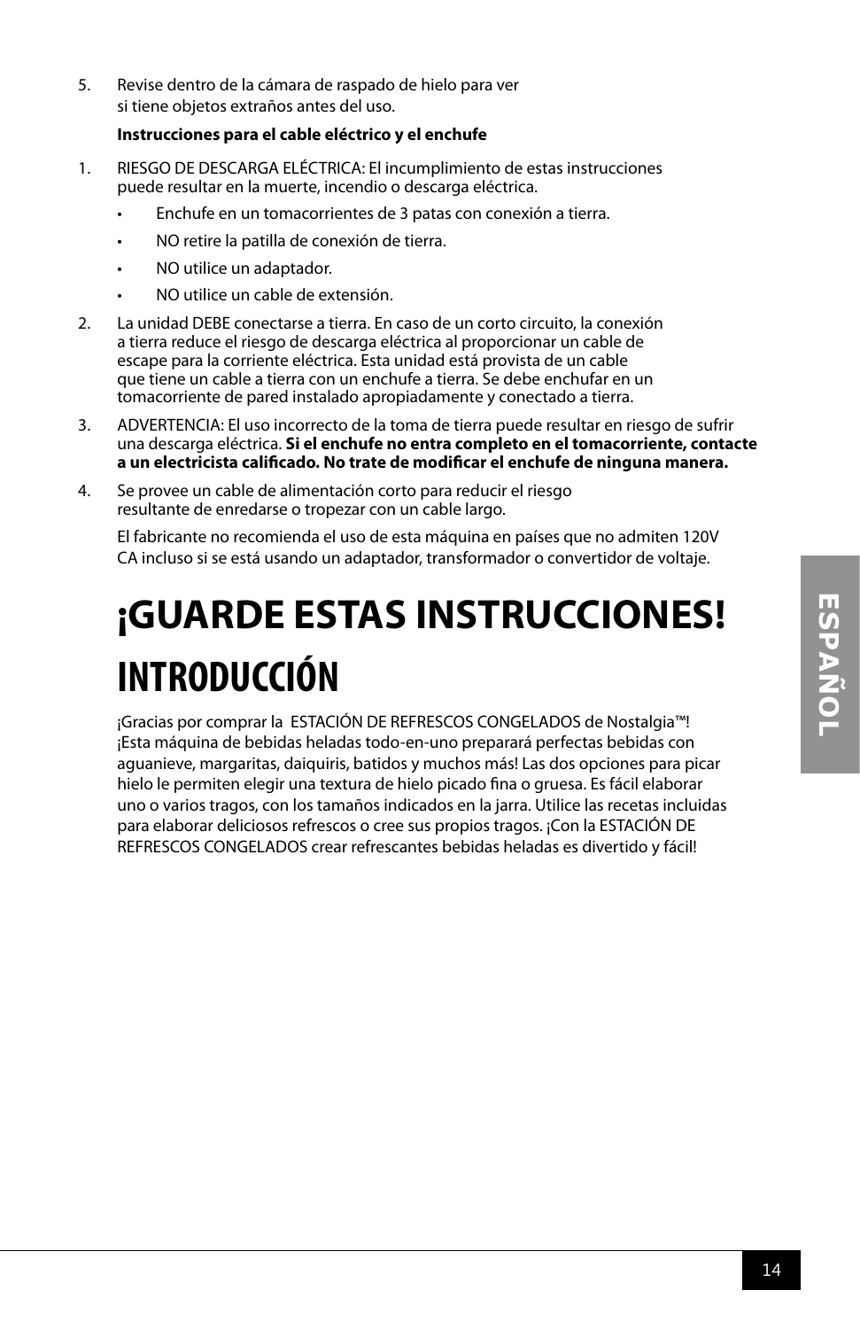5. Revise dentro de la cámara de raspado de hielo para ver si tiene objetos extraños antes del uso.

**Instrucciones para el cable eléctrico y el enchufe**

1. RIESGO DE DESCARGA ELÉCTRICA: El incumplimiento de estas instrucciones puede resultar en la muerte, incendio o descarga eléctrica.
   - Enchufe en un tomacorrientes de 3 patas con conexión a tierra.
   - NO retire la patilla de conexión de tierra.
   - NO utilice un adaptador.
   - NO utilice un cable de extensión.
2. La unidad DEBE conectarse a tierra. En caso de un corto circuito, la conexión a tierra reduce el riesgo de descarga eléctrica al proporcionar un cable de escape para la corriente eléctrica. Esta unidad está provista de un cable que tiene un cable a tierra con un enchufe a tierra. Se debe enchufar en un tomacorriente de pared instalado apropiadamente y conectado a tierra.
3. ADVERTENCIA: El uso incorrecto de la toma de tierra puede resultar en riesgo de sufrir una descarga eléctrica. **Si el enchufe no entra completo en el tomacorriente, contacte a un electricista calificado. No trate de modificar el enchufe de ninguna manera.**
4. Se provee un cable de alimentación corto para reducir el riesgo resultante de enredarse o tropezar con un cable largo.

   El fabricante no recomienda el uso de esta máquina en países que no admiten 120V CA incluso si se está usando un adaptador, transformador o convertidor de voltaje.

# ¡GUARDE ESTAS INSTRUCCIONES!

# INTRODUCCIÓN

¡Gracias por comprar la ESTACIÓN DE REFRESCOS CONGELADOS de Nostalgia™! ¡Esta máquina de bebidas heladas todo-en-uno preparará perfectas bebidas con aguanieve, margaritas, daiquiris, batidos y muchos más! Las dos opciones para picar hielo le permiten elegir una textura de hielo picado fina o gruesa. Es fácil elaborar uno o varios tragos, con los tamaños indicados en la jarra. Utilice las recetas incluidas para elaborar deliciosos refrescos o cree sus propios tragos. ¡Con la ESTACIÓN DE REFRESCOS CONGELADOS crear refrescantes bebidas heladas es divertido y fácil!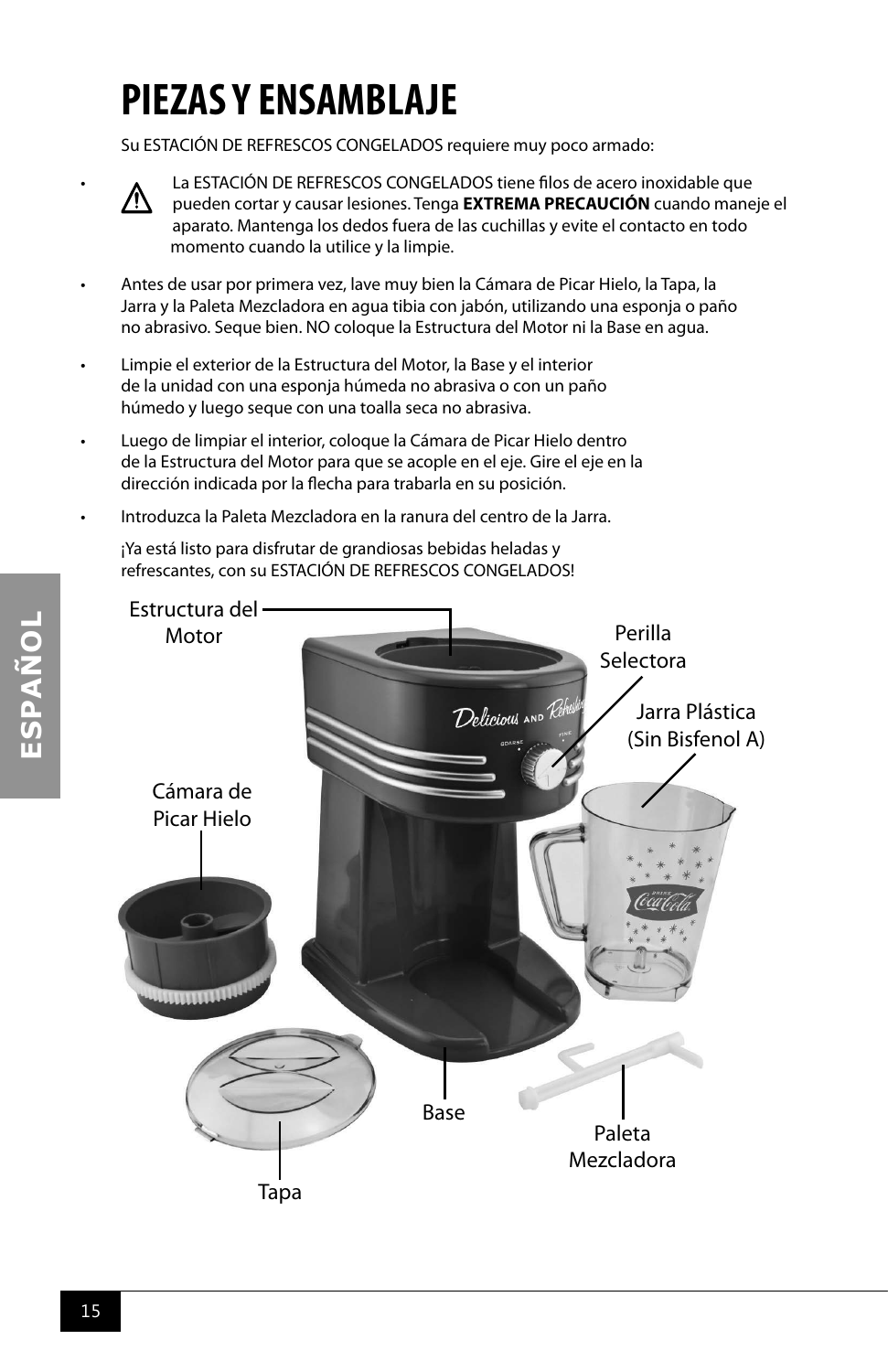# PIEZAS Y ENSAMBLAJE

Su ESTACIÓN DE REFRESCOS CONGELADOS requiere muy poco armado:

- ⚠ La ESTACIÓN DE REFRESCOS CONGELADOS tiene filos de acero inoxidable que pueden cortar y causar lesiones. Tenga **EXTREMA PRECAUCIÓN** cuando maneje el aparato. Mantenga los dedos fuera de las cuchillas y evite el contacto en todo momento cuando la utilice y la limpie.
- Antes de usar por primera vez, lave muy bien la Cámara de Picar Hielo, la Tapa, la Jarra y la Paleta Mezcladora en agua tibia con jabón, utilizando una esponja o paño no abrasivo. Seque bien. NO coloque la Estructura del Motor ni la Base en agua.
- Limpie el exterior de la Estructura del Motor, la Base y el interior de la unidad con una esponja húmeda no abrasiva o con un paño húmedo y luego seque con una toalla seca no abrasiva.
- Luego de limpiar el interior, coloque la Cámara de Picar Hielo dentro de la Estructura del Motor para que se acople en el eje. Gire el eje en la dirección indicada por la flecha para trabarla en su posición.
- Introduzca la Paleta Mezcladora en la ranura del centro de la Jarra.

¡Ya está listo para disfrutar de grandiosas bebidas heladas y refrescantes, con su ESTACIÓN DE REFRESCOS CONGELADOS!

Estructura del Motor

Perilla Selectora

Jarra Plástica (Sin Bisfenol A)

Cámara de Picar Hielo

Base

Paleta Mezcladora

Tapa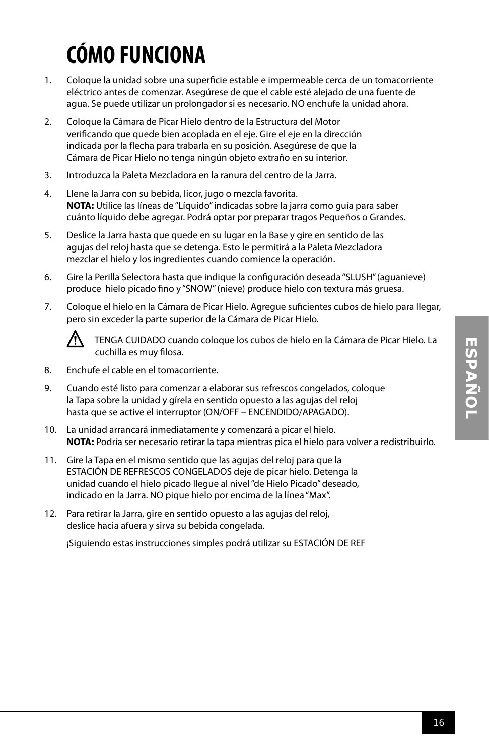# CÓMO FUNCIONA

1. Coloque la unidad sobre una superficie estable e impermeable cerca de un tomacorriente eléctrico antes de comenzar. Asegúrese de que el cable esté alejado de una fuente de agua. Se puede utilizar un prolongador si es necesario. NO enchufe la unidad ahora.

2. Coloque la Cámara de Picar Hielo dentro de la Estructura del Motor verificando que quede bien acoplada en el eje. Gire el eje en la dirección indicada por la flecha para trabarla en su posición. Asegúrese de que la Cámara de Picar Hielo no tenga ningún objeto extraño en su interior.

3. Introduzca la Paleta Mezcladora en la ranura del centro de la Jarra.

4. Llene la Jarra con su bebida, licor, jugo o mezcla favorita.
   **NOTA:** Utilice las líneas de "Líquido" indicadas sobre la jarra como guía para saber cuánto líquido debe agregar. Podrá optar por preparar tragos Pequeños o Grandes.

5. Deslice la Jarra hasta que quede en su lugar en la Base y gire en sentido de las agujas del reloj hasta que se detenga. Esto le permitirá a la Paleta Mezcladora mezclar el hielo y los ingredientes cuando comience la operación.

6. Gire la Perilla Selectora hasta que indique la configuración deseada "SLUSH" (aguanieve) produce hielo picado fino y "SNOW" (nieve) produce hielo con textura más gruesa.

7. Coloque el hielo en la Cámara de Picar Hielo. Agregue suficientes cubos de hielo para llegar, pero sin exceder la parte superior de la Cámara de Picar Hielo.

   ⚠ TENGA CUIDADO cuando coloque los cubos de hielo en la Cámara de Picar Hielo. La cuchilla es muy filosa.

8. Enchufe el cable en el tomacorriente.

9. Cuando esté listo para comenzar a elaborar sus refrescos congelados, coloque la Tapa sobre la unidad y gírela en sentido opuesto a las agujas del reloj hasta que se active el interruptor (ON/OFF – ENCENDIDO/APAGADO).

10. La unidad arrancará inmediatamente y comenzará a picar el hielo.
    **NOTA:** Podría ser necesario retirar la tapa mientras pica el hielo para volver a redistribuirlo.

11. Gire la Tapa en el mismo sentido que las agujas del reloj para que la ESTACIÓN DE REFRESCOS CONGELADOS deje de picar hielo. Detenga la unidad cuando el hielo picado llegue al nivel "de Hielo Picado" deseado, indicado en la Jarra. NO pique hielo por encima de la línea "Max".

12. Para retirar la Jarra, gire en sentido opuesto a las agujas del reloj, deslice hacia afuera y sirva su bebida congelada.

    ¡Siguiendo estas instrucciones simples podrá utilizar su ESTACIÓN DE REF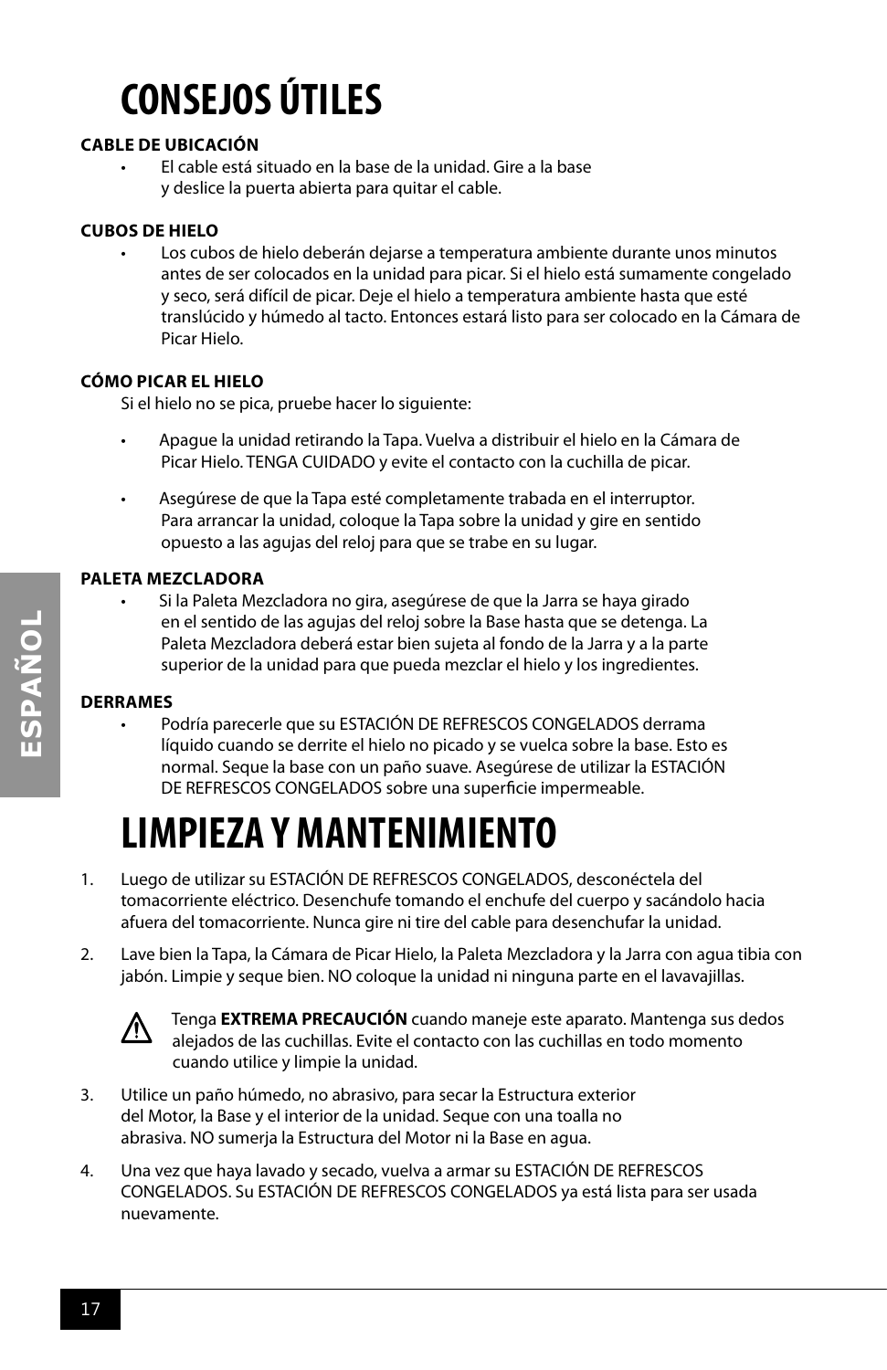# CONSEJOS ÚTILES

**CABLE DE UBICACIÓN**

- El cable está situado en la base de la unidad. Gire a la base y deslice la puerta abierta para quitar el cable.

**CUBOS DE HIELO**

- Los cubos de hielo deberán dejarse a temperatura ambiente durante unos minutos antes de ser colocados en la unidad para picar. Si el hielo está sumamente congelado y seco, será difícil de picar. Deje el hielo a temperatura ambiente hasta que esté translúcido y húmedo al tacto. Entonces estará listo para ser colocado en la Cámara de Picar Hielo.

**CÓMO PICAR EL HIELO**

Si el hielo no se pica, pruebe hacer lo siguiente:

- Apague la unidad retirando la Tapa. Vuelva a distribuir el hielo en la Cámara de Picar Hielo. TENGA CUIDADO y evite el contacto con la cuchilla de picar.
- Asegúrese de que la Tapa esté completamente trabada en el interruptor. Para arrancar la unidad, coloque la Tapa sobre la unidad y gire en sentido opuesto a las agujas del reloj para que se trabe en su lugar.

**PALETA MEZCLADORA**

- Si la Paleta Mezcladora no gira, asegúrese de que la Jarra se haya girado en el sentido de las agujas del reloj sobre la Base hasta que se detenga. La Paleta Mezcladora deberá estar bien sujeta al fondo de la Jarra y a la parte superior de la unidad para que pueda mezclar el hielo y los ingredientes.

**DERRAMES**

- Podría parecerle que su ESTACIÓN DE REFRESCOS CONGELADOS derrama líquido cuando se derrite el hielo no picado y se vuelca sobre la base. Esto es normal. Seque la base con un paño suave. Asegúrese de utilizar la ESTACIÓN DE REFRESCOS CONGELADOS sobre una superficie impermeable.

# LIMPIEZA Y MANTENIMIENTO

1. Luego de utilizar su ESTACIÓN DE REFRESCOS CONGELADOS, desconéctela del tomacorriente eléctrico. Desenchufe tomando el enchufe del cuerpo y sacándolo hacia afuera del tomacorriente. Nunca gire ni tire del cable para desenchufar la unidad.
2. Lave bien la Tapa, la Cámara de Picar Hielo, la Paleta Mezcladora y la Jarra con agua tibia con jabón. Limpie y seque bien. NO coloque la unidad ni ninguna parte en el lavavajillas.

   ⚠ Tenga **EXTREMA PRECAUCIÓN** cuando maneje este aparato. Mantenga sus dedos alejados de las cuchillas. Evite el contacto con las cuchillas en todo momento cuando utilice y limpie la unidad.

3. Utilice un paño húmedo, no abrasivo, para secar la Estructura exterior del Motor, la Base y el interior de la unidad. Seque con una toalla no abrasiva. NO sumerja la Estructura del Motor ni la Base en agua.
4. Una vez que haya lavado y secado, vuelva a armar su ESTACIÓN DE REFRESCOS CONGELADOS. Su ESTACIÓN DE REFRESCOS CONGELADOS ya está lista para ser usada nuevamente.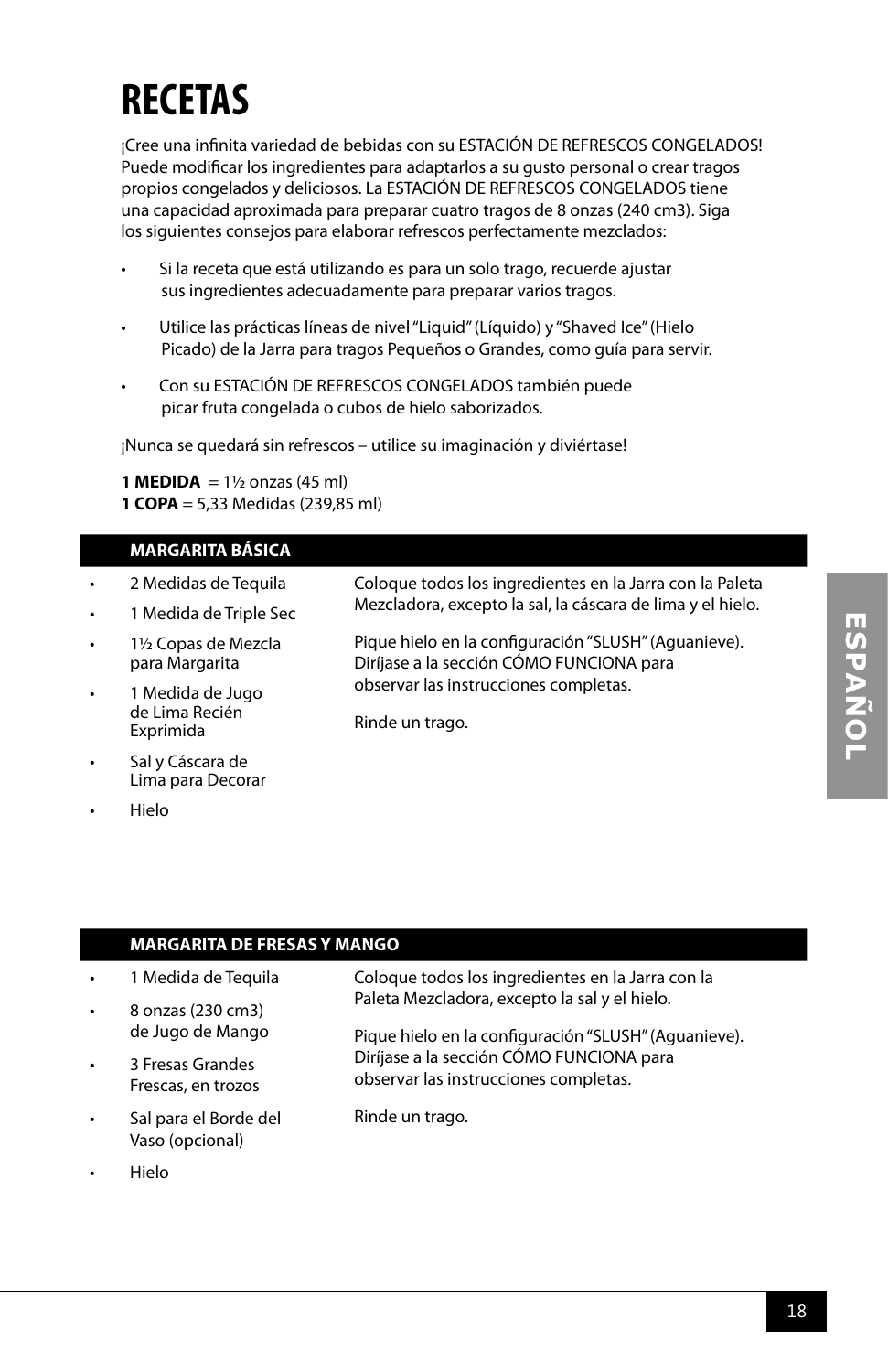# RECETAS

¡Cree una infinita variedad de bebidas con su ESTACIÓN DE REFRESCOS CONGELADOS! Puede modificar los ingredientes para adaptarlos a su gusto personal o crear tragos propios congelados y deliciosos. La ESTACIÓN DE REFRESCOS CONGELADOS tiene una capacidad aproximada para preparar cuatro tragos de 8 onzas (240 cm3). Siga los siguientes consejos para elaborar refrescos perfectamente mezclados:

- Si la receta que está utilizando es para un solo trago, recuerde ajustar sus ingredientes adecuadamente para preparar varios tragos.
- Utilice las prácticas líneas de nivel "Liquid" (Líquido) y "Shaved Ice" (Hielo Picado) de la Jarra para tragos Pequeños o Grandes, como guía para servir.
- Con su ESTACIÓN DE REFRESCOS CONGELADOS también puede picar fruta congelada o cubos de hielo saborizados.

¡Nunca se quedará sin refrescos – utilice su imaginación y diviértase!

**1 MEDIDA** = 1½ onzas (45 ml)
**1 COPA** = 5,33 Medidas (239,85 ml)

## MARGARITA BÁSICA

- 2 Medidas de Tequila
- 1 Medida de Triple Sec
- 1½ Copas de Mezcla para Margarita
- 1 Medida de Jugo de Lima Recién Exprimida
- Sal y Cáscara de Lima para Decorar
- Hielo

Coloque todos los ingredientes en la Jarra con la Paleta Mezcladora, excepto la sal, la cáscara de lima y el hielo.

Pique hielo en la configuración "SLUSH" (Aguanieve). Diríjase a la sección CÓMO FUNCIONA para observar las instrucciones completas.

Rinde un trago.

## MARGARITA DE FRESAS Y MANGO

- 1 Medida de Tequila
- 8 onzas (230 cm3) de Jugo de Mango
- 3 Fresas Grandes Frescas, en trozos
- Sal para el Borde del Vaso (opcional)
- Hielo

Coloque todos los ingredientes en la Jarra con la Paleta Mezcladora, excepto la sal y el hielo.

Pique hielo en la configuración "SLUSH" (Aguanieve). Diríjase a la sección CÓMO FUNCIONA para observar las instrucciones completas.

Rinde un trago.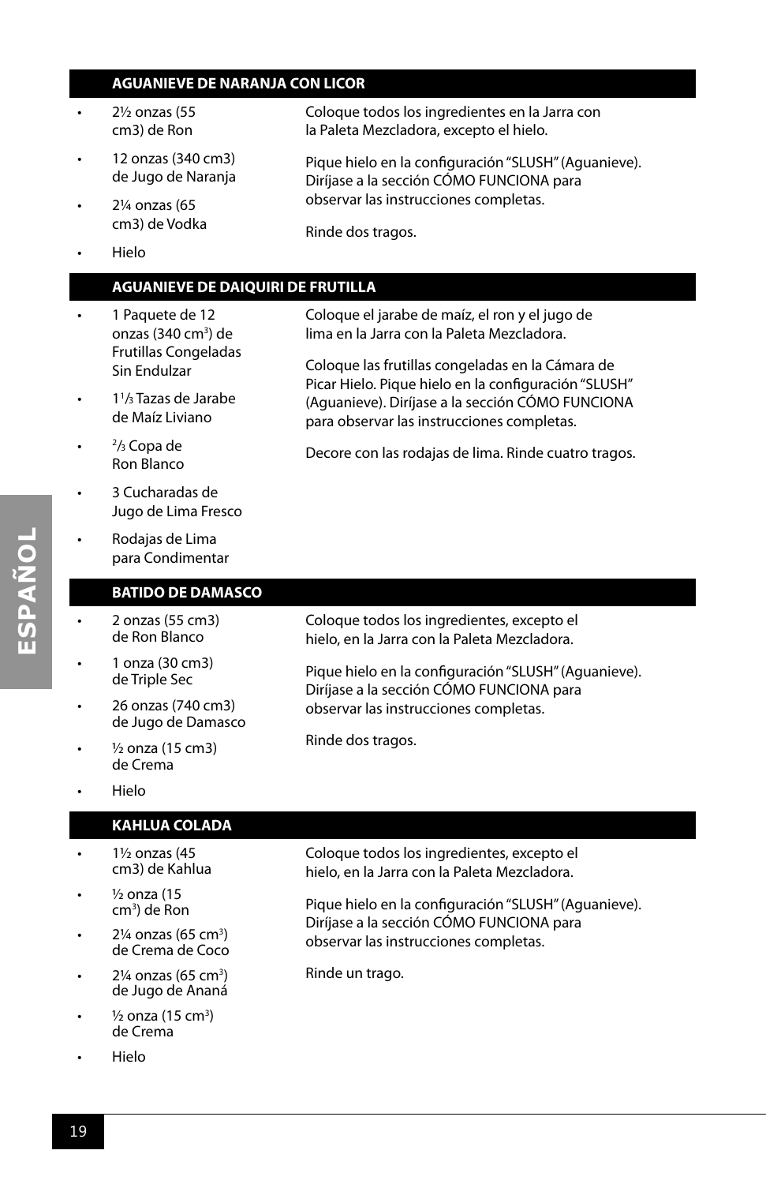## AGUANIEVE DE NARANJA CON LICOR

- 2½ onzas (55 cm3) de Ron
- 12 onzas (340 cm3) de Jugo de Naranja
- 2¼ onzas (65 cm3) de Vodka
- Hielo

Coloque todos los ingredientes en la Jarra con la Paleta Mezcladora, excepto el hielo.

Pique hielo en la configuración "SLUSH" (Aguanieve). Diríjase a la sección CÓMO FUNCIONA para observar las instrucciones completas.

Rinde dos tragos.

## AGUANIEVE DE DAIQUIRI DE FRUTILLA

- 1 Paquete de 12 onzas (340 $cm^3$) de Frutillas Congeladas Sin Endulzar
- 1 1/3 Tazas de Jarabe de Maíz Liviano
- 2/3 Copa de Ron Blanco
- 3 Cucharadas de Jugo de Lima Fresco
- Rodajas de Lima para Condimentar

Coloque el jarabe de maíz, el ron y el jugo de lima en la Jarra con la Paleta Mezcladora.

Coloque las frutillas congeladas en la Cámara de Picar Hielo. Pique hielo en la configuración "SLUSH" (Aguanieve). Diríjase a la sección CÓMO FUNCIONA para observar las instrucciones completas.

Decore con las rodajas de lima. Rinde cuatro tragos.

## BATIDO DE DAMASCO

- 2 onzas (55 cm3) de Ron Blanco
- 1 onza (30 cm3) de Triple Sec
- 26 onzas (740 cm3) de Jugo de Damasco
- ½ onza (15 cm3) de Crema
- Hielo

Coloque todos los ingredientes, excepto el hielo, en la Jarra con la Paleta Mezcladora.

Pique hielo en la configuración "SLUSH" (Aguanieve). Diríjase a la sección CÓMO FUNCIONA para observar las instrucciones completas.

Rinde dos tragos.

## KAHLUA COLADA

- 1½ onzas (45 cm3) de Kahlua
- ½ onza (15 $cm^3$) de Ron
- 2¼ onzas (65 $cm^3$) de Crema de Coco
- 2¼ onzas (65 $cm^3$) de Jugo de Ananá
- ½ onza (15 $cm^3$) de Crema
- Hielo

Coloque todos los ingredientes, excepto el hielo, en la Jarra con la Paleta Mezcladora.

Pique hielo en la configuración "SLUSH" (Aguanieve). Diríjase a la sección CÓMO FUNCIONA para observar las instrucciones completas.

Rinde un trago.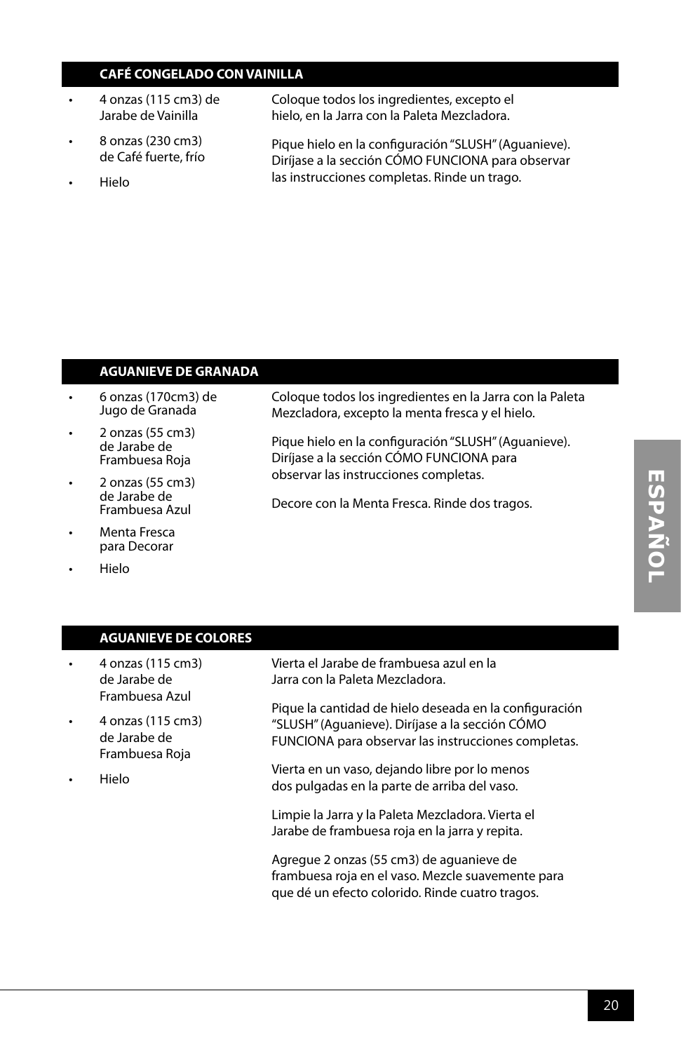## CAFÉ CONGELADO CON VAINILLA

- 4 onzas (115 cm3) de Jarabe de Vainilla
- 8 onzas (230 cm3) de Café fuerte, frío
- Hielo

Coloque todos los ingredientes, excepto el hielo, en la Jarra con la Paleta Mezcladora.

Pique hielo en la configuración "SLUSH" (Aguanieve). Diríjase a la sección CÓMO FUNCIONA para observar las instrucciones completas. Rinde un trago.

## AGUANIEVE DE GRANADA

- 6 onzas (170cm3) de Jugo de Granada
- 2 onzas (55 cm3) de Jarabe de Frambuesa Roja
- 2 onzas (55 cm3) de Jarabe de Frambuesa Azul
- Menta Fresca para Decorar
- Hielo

Coloque todos los ingredientes en la Jarra con la Paleta Mezcladora, excepto la menta fresca y el hielo.

Pique hielo en la configuración "SLUSH" (Aguanieve). Diríjase a la sección CÓMO FUNCIONA para observar las instrucciones completas.

Decore con la Menta Fresca. Rinde dos tragos.

## AGUANIEVE DE COLORES

- 4 onzas (115 cm3) de Jarabe de Frambuesa Azul
- 4 onzas (115 cm3) de Jarabe de Frambuesa Roja
- Hielo

Vierta el Jarabe de frambuesa azul en la Jarra con la Paleta Mezcladora.

Pique la cantidad de hielo deseada en la configuración "SLUSH" (Aguanieve). Diríjase a la sección CÓMO FUNCIONA para observar las instrucciones completas.

Vierta en un vaso, dejando libre por lo menos dos pulgadas en la parte de arriba del vaso.

Limpie la Jarra y la Paleta Mezcladora. Vierta el Jarabe de frambuesa roja en la jarra y repita.

Agregue 2 onzas (55 cm3) de aguanieve de frambuesa roja en el vaso. Mezcle suavemente para que dé un efecto colorido. Rinde cuatro tragos.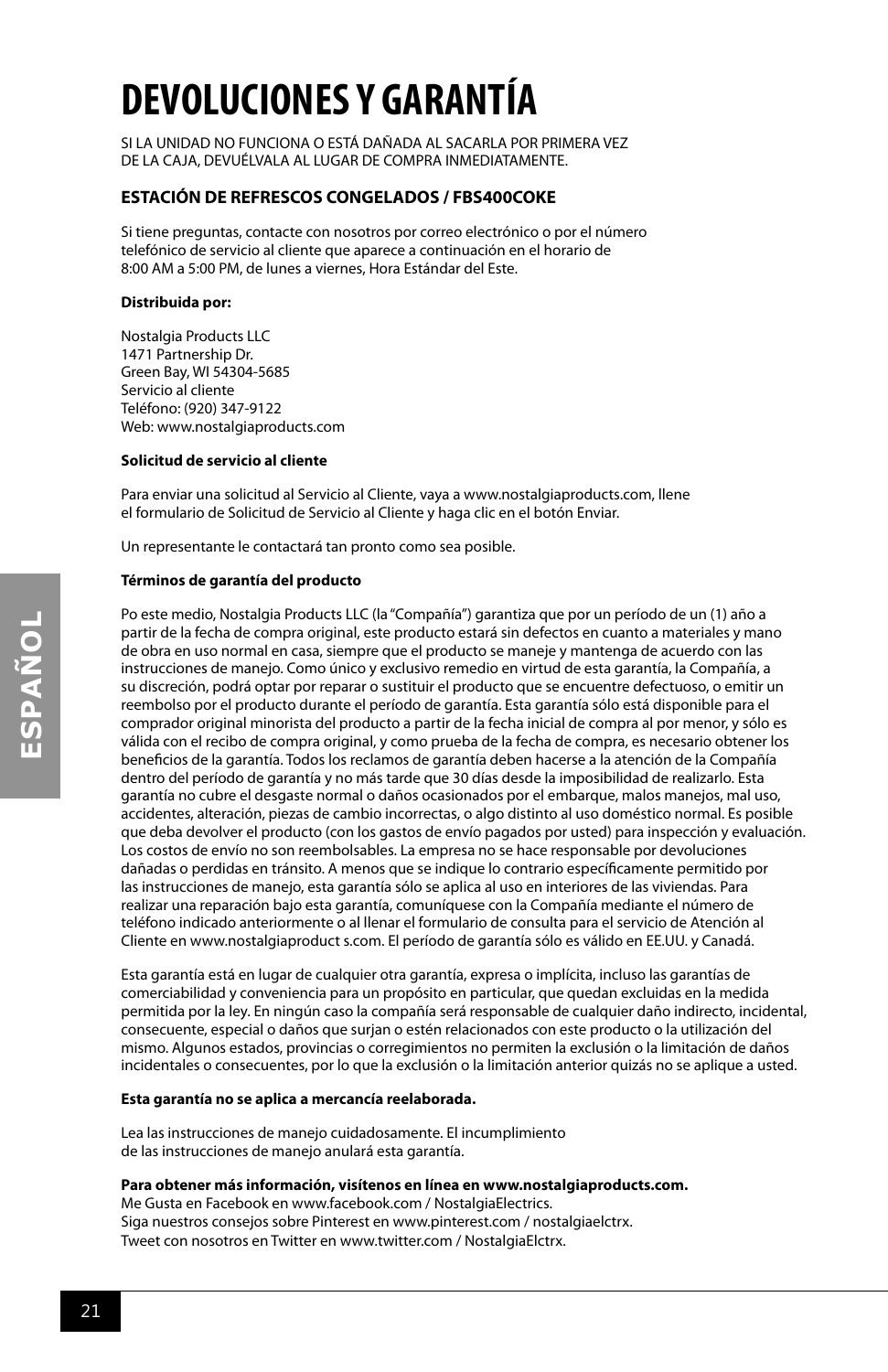# DEVOLUCIONES Y GARANTÍA

SI LA UNIDAD NO FUNCIONA O ESTÁ DAÑADA AL SACARLA POR PRIMERA VEZ DE LA CAJA, DEVUÉLVALA AL LUGAR DE COMPRA INMEDIATAMENTE.

### ESTACIÓN DE REFRESCOS CONGELADOS / FBS400COKE

Si tiene preguntas, contacte con nosotros por correo electrónico o por el número telefónico de servicio al cliente que aparece a continuación en el horario de 8:00 AM a 5:00 PM, de lunes a viernes, Hora Estándar del Este.

**Distribuida por:**

Nostalgia Products LLC
1471 Partnership Dr.
Green Bay, WI 54304-5685
Servicio al cliente
Teléfono: (920) 347-9122
Web: www.nostalgiaproducts.com

**Solicitud de servicio al cliente**

Para enviar una solicitud al Servicio al Cliente, vaya a www.nostalgiaproducts.com, llene el formulario de Solicitud de Servicio al Cliente y haga clic en el botón Enviar.

Un representante le contactará tan pronto como sea posible.

**Términos de garantía del producto**

Po este medio, Nostalgia Products LLC (la "Compañía") garantiza que por un período de un (1) año a partir de la fecha de compra original, este producto estará sin defectos en cuanto a materiales y mano de obra en uso normal en casa, siempre que el producto se maneje y mantenga de acuerdo con las instrucciones de manejo. Como único y exclusivo remedio en virtud de esta garantía, la Compañía, a su discreción, podrá optar por reparar o sustituir el producto que se encuentre defectuoso, o emitir un reembolso por el producto durante el período de garantía. Esta garantía sólo está disponible para el comprador original minorista del producto a partir de la fecha inicial de compra al por menor, y sólo es válida con el recibo de compra original, y como prueba de la fecha de compra, es necesario obtener los beneficios de la garantía. Todos los reclamos de garantía deben hacerse a la atención de la Compañía dentro del período de garantía y no más tarde que 30 días desde la imposibilidad de realizarlo. Esta garantía no cubre el desgaste normal o daños ocasionados por el embarque, malos manejos, mal uso, accidentes, alteración, piezas de cambio incorrectas, o algo distinto al uso doméstico normal. Es posible que deba devolver el producto (con los gastos de envío pagados por usted) para inspección y evaluación. Los costos de envío no son reembolsables. La empresa no se hace responsable por devoluciones dañadas o perdidas en tránsito. A menos que se indique lo contrario específicamente permitido por las instrucciones de manejo, esta garantía sólo se aplica al uso en interiores de las viviendas. Para realizar una reparación bajo esta garantía, comuníquese con la Compañía mediante el número de teléfono indicado anteriormente o al llenar el formulario de consulta para el servicio de Atención al Cliente en www.nostalgiaproduct s.com. El período de garantía sólo es válido en EE.UU. y Canadá.

Esta garantía está en lugar de cualquier otra garantía, expresa o implícita, incluso las garantías de comerciabilidad y conveniencia para un propósito en particular, que quedan excluidas en la medida permitida por la ley. En ningún caso la compañía será responsable de cualquier daño indirecto, incidental, consecuente, especial o daños que surjan o estén relacionados con este producto o la utilización del mismo. Algunos estados, provincias o corregimientos no permiten la exclusión o la limitación de daños incidentales o consecuentes, por lo que la exclusión o la limitación anterior quizás no se aplique a usted.

**Esta garantía no se aplica a mercancía reelaborada.**

Lea las instrucciones de manejo cuidadosamente. El incumplimiento de las instrucciones de manejo anulará esta garantía.

**Para obtener más información, visítenos en línea en www.nostalgiaproducts.com.**
Me Gusta en Facebook en www.facebook.com / NostalgiaElectrics.
Siga nuestros consejos sobre Pinterest en www.pinterest.com / nostalgiaelctrx.
Tweet con nosotros en Twitter en www.twitter.com / NostalgiaElctrx.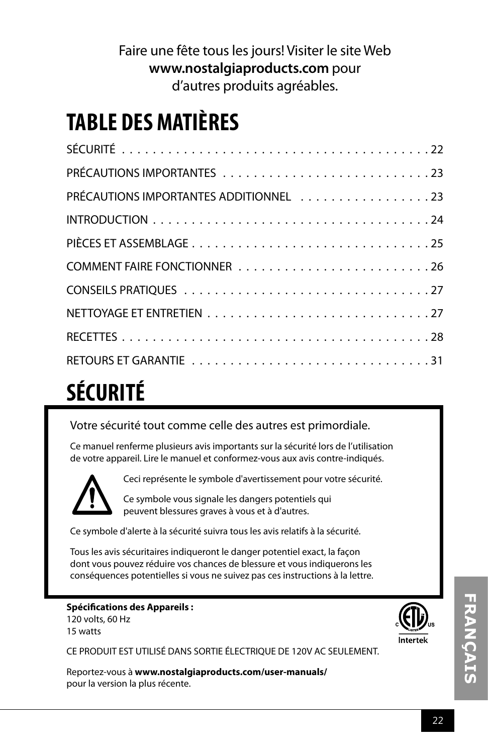Faire une fête tous les jours! Visiter le site Web **www.nostalgiaproducts.com** pour d'autres produits agréables.

# TABLE DES MATIÈRES

SÉCURITÉ . . . . . . . . . . . . . . . . . . . . . . . . . . . . . . . . . . . . . . . . 22

PRÉCAUTIONS IMPORTANTES . . . . . . . . . . . . . . . . . . . . . . . . . . . 23

PRÉCAUTIONS IMPORTANTES ADDITIONNEL . . . . . . . . . . . . . . . . . 23

INTRODUCTION . . . . . . . . . . . . . . . . . . . . . . . . . . . . . . . . . . . . 24

PIÈCES ET ASSEMBLAGE . . . . . . . . . . . . . . . . . . . . . . . . . . . . . . . 25

COMMENT FAIRE FONCTIONNER . . . . . . . . . . . . . . . . . . . . . . . . . 26

CONSEILS PRATIQUES . . . . . . . . . . . . . . . . . . . . . . . . . . . . . . . . 27

NETTOYAGE ET ENTRETIEN . . . . . . . . . . . . . . . . . . . . . . . . . . . . . 27

RECETTES . . . . . . . . . . . . . . . . . . . . . . . . . . . . . . . . . . . . . . . . . 28

RETOURS ET GARANTIE . . . . . . . . . . . . . . . . . . . . . . . . . . . . . . . 31

# SÉCURITÉ

Votre sécurité tout comme celle des autres est primordiale.

Ce manuel renferme plusieurs avis importants sur la sécurité lors de l'utilisation de votre appareil. Lire le manuel et conformez-vous aux avis contre-indiqués.

Ceci représente le symbole d'avertissement pour votre sécurité.

Ce symbole vous signale les dangers potentiels qui peuvent blessures graves à vous et à d'autres.

Ce symbole d'alerte à la sécurité suivra tous les avis relatifs à la sécurité.

Tous les avis sécuritaires indiqueront le danger potentiel exact, la façon dont vous pouvez réduire vos chances de blessure et vous indiquerons les conséquences potentielles si vous ne suivez pas ces instructions à la lettre.

**Spécifications des Appareils :**
120 volts, 60 Hz
15 watts

CE PRODUIT EST UTILISÉ DANS SORTIE ÉLECTRIQUE DE 120V AC SEULEMENT.

Reportez-vous à **www.nostalgiaproducts.com/user-manuals/** pour la version la plus récente.

FRANÇAIS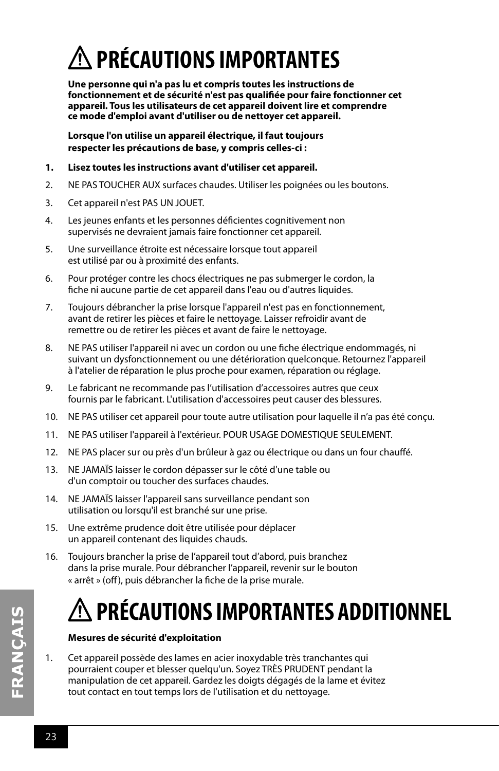# ⚠ PRÉCAUTIONS IMPORTANTES

**Une personne qui n'a pas lu et compris toutes les instructions de fonctionnement et de sécurité n'est pas qualifiée pour faire fonctionner cet appareil. Tous les utilisateurs de cet appareil doivent lire et comprendre ce mode d'emploi avant d'utiliser ou de nettoyer cet appareil.**

**Lorsque l'on utilise un appareil électrique, il faut toujours respecter les précautions de base, y compris celles-ci :**

1. **Lisez toutes les instructions avant d'utiliser cet appareil.**
2. NE PAS TOUCHER AUX surfaces chaudes. Utiliser les poignées ou les boutons.
3. Cet appareil n'est PAS UN JOUET.
4. Les jeunes enfants et les personnes déficientes cognitivement non supervisés ne devraient jamais faire fonctionner cet appareil.
5. Une surveillance étroite est nécessaire lorsque tout appareil est utilisé par ou à proximité des enfants.
6. Pour protéger contre les chocs électriques ne pas submerger le cordon, la fiche ni aucune partie de cet appareil dans l'eau ou d'autres liquides.
7. Toujours débrancher la prise lorsque l'appareil n'est pas en fonctionnement, avant de retirer les pièces et faire le nettoyage. Laisser refroidir avant de remettre ou de retirer les pièces et avant de faire le nettoyage.
8. NE PAS utiliser l'appareil ni avec un cordon ou une fiche électrique endommagés, ni suivant un dysfonctionnement ou une détérioration quelconque. Retournez l'appareil à l'atelier de réparation le plus proche pour examen, réparation ou réglage.
9. Le fabricant ne recommande pas l'utilisation d'accessoires autres que ceux fournis par le fabricant. L'utilisation d'accessoires peut causer des blessures.
10. NE PAS utiliser cet appareil pour toute autre utilisation pour laquelle il n'a pas été conçu.
11. NE PAS utiliser l'appareil à l'extérieur. POUR USAGE DOMESTIQUE SEULEMENT.
12. NE PAS placer sur ou près d'un brûleur à gaz ou électrique ou dans un four chauffé.
13. NE JAMAÏS laisser le cordon dépasser sur le côté d'une table ou d'un comptoir ou toucher des surfaces chaudes.
14. NE JAMAÏS laisser l'appareil sans surveillance pendant son utilisation ou lorsqu'il est branché sur une prise.
15. Une extrême prudence doit être utilisée pour déplacer un appareil contenant des liquides chauds.
16. Toujours brancher la prise de l'appareil tout d'abord, puis branchez dans la prise murale. Pour débrancher l'appareil, revenir sur le bouton « arrêt » (off), puis débrancher la fiche de la prise murale.

# ⚠ PRÉCAUTIONS IMPORTANTES ADDITIONNEL

**Mesures de sécurité d'exploitation**

1. Cet appareil possède des lames en acier inoxydable très tranchantes qui pourraient couper et blesser quelqu'un. Soyez TRÈS PRUDENT pendant la manipulation de cet appareil. Gardez les doigts dégagés de la lame et évitez tout contact en tout temps lors de l'utilisation et du nettoyage.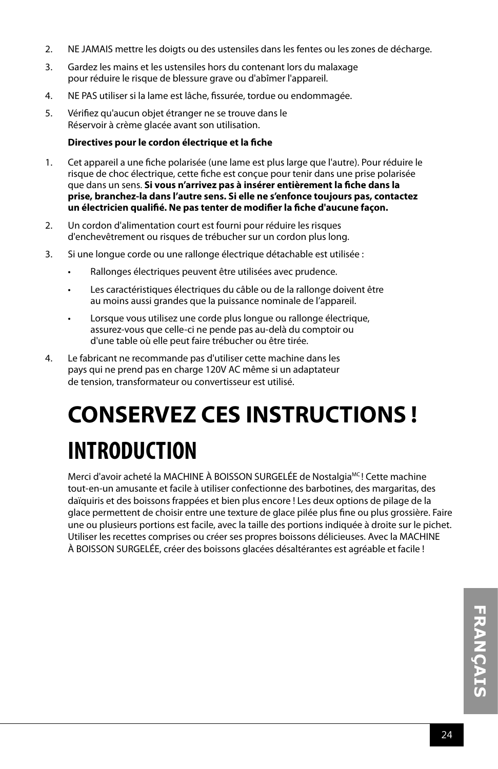2. NE JAMAIS mettre les doigts ou des ustensiles dans les fentes ou les zones de décharge.
3. Gardez les mains et les ustensiles hors du contenant lors du malaxage pour réduire le risque de blessure grave ou d'abîmer l'appareil.
4. NE PAS utiliser si la lame est lâche, fissurée, tordue ou endommagée.
5. Vérifiez qu'aucun objet étranger ne se trouve dans le Réservoir à crème glacée avant son utilisation.

**Directives pour le cordon électrique et la fiche**

1. Cet appareil a une fiche polarisée (une lame est plus large que l'autre). Pour réduire le risque de choc électrique, cette fiche est conçue pour tenir dans une prise polarisée que dans un sens. **Si vous n'arrivez pas à insérer entièrement la fiche dans la prise, branchez-la dans l'autre sens. Si elle ne s'enfonce toujours pas, contactez un électricien qualifié. Ne pas tenter de modifier la fiche d'aucune façon.**
2. Un cordon d'alimentation court est fourni pour réduire les risques d'enchevêtrement ou risques de trébucher sur un cordon plus long.
3. Si une longue corde ou une rallonge électrique détachable est utilisée :
   - Rallonges électriques peuvent être utilisées avec prudence.
   - Les caractéristiques électriques du câble ou de la rallonge doivent être au moins aussi grandes que la puissance nominale de l'appareil.
   - Lorsque vous utilisez une corde plus longue ou rallonge électrique, assurez-vous que celle-ci ne pende pas au-delà du comptoir ou d'une table où elle peut faire trébucher ou être tirée.
4. Le fabricant ne recommande pas d'utiliser cette machine dans les pays qui ne prend pas en charge 120V AC même si un adaptateur de tension, transformateur ou convertisseur est utilisé.

# CONSERVEZ CES INSTRUCTIONS !

# INTRODUCTION

Merci d'avoir acheté la MACHINE À BOISSON SURGELÉE de Nostalgia[MC] ! Cette machine tout-en-un amusante et facile à utiliser confectionne des barbotines, des margaritas, des daïquiris et des boissons frappées et bien plus encore ! Les deux options de pilage de la glace permettent de choisir entre une texture de glace pilée plus fine ou plus grossière. Faire une ou plusieurs portions est facile, avec la taille des portions indiquée à droite sur le pichet. Utiliser les recettes comprises ou créer ses propres boissons délicieuses. Avec la MACHINE À BOISSON SURGELÉE, créer des boissons glacées désaltérantes est agréable et facile !

FRANÇAIS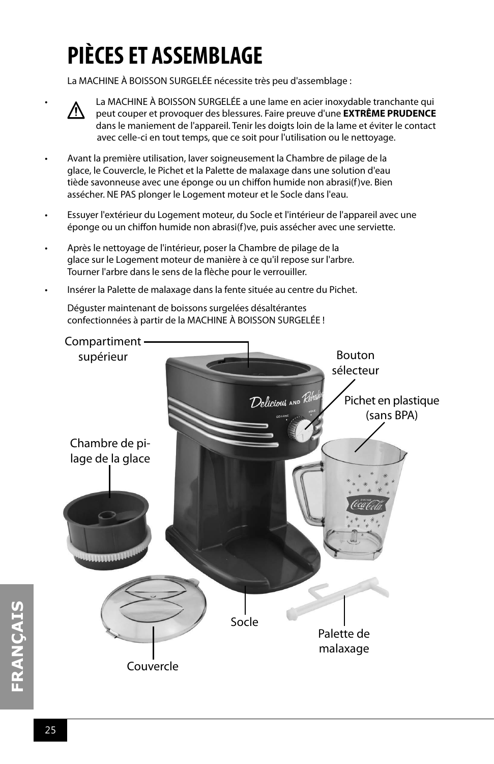# PIÈCES ET ASSEMBLAGE

La MACHINE À BOISSON SURGELÉE nécessite très peu d'assemblage :

- ⚠ La MACHINE À BOISSON SURGELÉE a une lame en acier inoxydable tranchante qui peut couper et provoquer des blessures. Faire preuve d'une **EXTRÊME PRUDENCE** dans le maniement de l'appareil. Tenir les doigts loin de la lame et éviter le contact avec celle-ci en tout temps, que ce soit pour l'utilisation ou le nettoyage.
- Avant la première utilisation, laver soigneusement la Chambre de pilage de la glace, le Couvercle, le Pichet et la Palette de malaxage dans une solution d'eau tiède savonneuse avec une éponge ou un chiffon humide non abrasi(f)ve. Bien assécher. NE PAS plonger le Logement moteur et le Socle dans l'eau.
- Essuyer l'extérieur du Logement moteur, du Socle et l'intérieur de l'appareil avec une éponge ou un chiffon humide non abrasi(f)ve, puis assécher avec une serviette.
- Après le nettoyage de l'intérieur, poser la Chambre de pilage de la glace sur le Logement moteur de manière à ce qu'il repose sur l'arbre. Tourner l'arbre dans le sens de la flèche pour le verrouiller.
- Insérer la Palette de malaxage dans la fente située au centre du Pichet.

Déguster maintenant de boissons surgelées désaltérantes confectionnées à partir de la MACHINE À BOISSON SURGELÉE !

Compartiment supérieur

Bouton sélecteur

Pichet en plastique (sans BPA)

Chambre de pilage de la glace

Socle

Palette de malaxage

Couvercle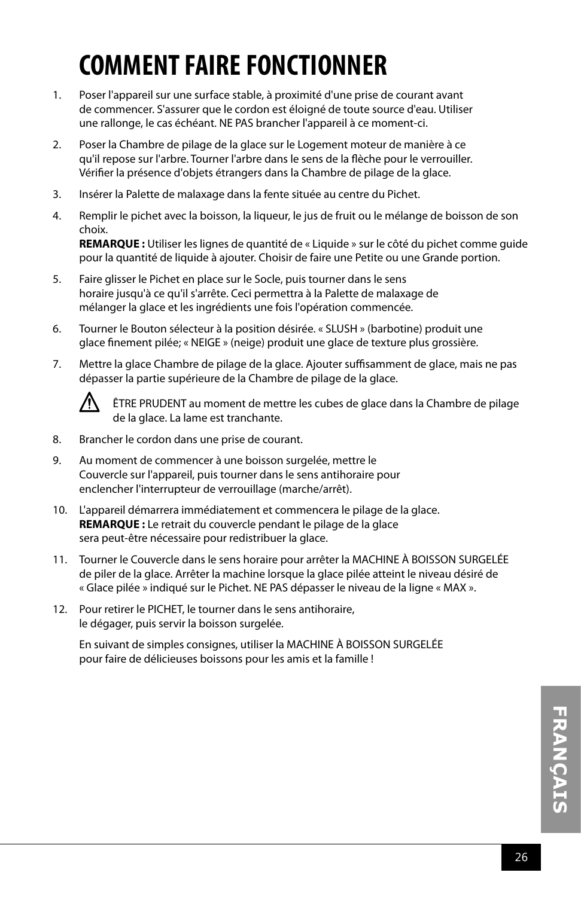# COMMENT FAIRE FONCTIONNER

1. Poser l'appareil sur une surface stable, à proximité d'une prise de courant avant de commencer. S'assurer que le cordon est éloigné de toute source d'eau. Utiliser une rallonge, le cas échéant. NE PAS brancher l'appareil à ce moment-ci.

2. Poser la Chambre de pilage de la glace sur le Logement moteur de manière à ce qu'il repose sur l'arbre. Tourner l'arbre dans le sens de la flèche pour le verrouiller. Vérifier la présence d'objets étrangers dans la Chambre de pilage de la glace.

3. Insérer la Palette de malaxage dans la fente située au centre du Pichet.

4. Remplir le pichet avec la boisson, la liqueur, le jus de fruit ou le mélange de boisson de son choix.
   **REMARQUE :** Utiliser les lignes de quantité de « Liquide » sur le côté du pichet comme guide pour la quantité de liquide à ajouter. Choisir de faire une Petite ou une Grande portion.

5. Faire glisser le Pichet en place sur le Socle, puis tourner dans le sens horaire jusqu'à ce qu'il s'arrête. Ceci permettra à la Palette de malaxage de mélanger la glace et les ingrédients une fois l'opération commencée.

6. Tourner le Bouton sélecteur à la position désirée. « SLUSH » (barbotine) produit une glace finement pilée; « NEIGE » (neige) produit une glace de texture plus grossière.

7. Mettre la glace Chambre de pilage de la glace. Ajouter suffisamment de glace, mais ne pas dépasser la partie supérieure de la Chambre de pilage de la glace.

   ⚠ ÊTRE PRUDENT au moment de mettre les cubes de glace dans la Chambre de pilage de la glace. La lame est tranchante.

8. Brancher le cordon dans une prise de courant.

9. Au moment de commencer à une boisson surgelée, mettre le Couvercle sur l'appareil, puis tourner dans le sens antihoraire pour enclencher l'interrupteur de verrouillage (marche/arrêt).

10. L'appareil démarrera immédiatement et commencera le pilage de la glace.
    **REMARQUE :** Le retrait du couvercle pendant le pilage de la glace sera peut-être nécessaire pour redistribuer la glace.

11. Tourner le Couvercle dans le sens horaire pour arrêter la MACHINE À BOISSON SURGELÉE de piler de la glace. Arrêter la machine lorsque la glace pilée atteint le niveau désiré de « Glace pilée » indiqué sur le Pichet. NE PAS dépasser le niveau de la ligne « MAX ».

12. Pour retirer le PICHET, le tourner dans le sens antihoraire, le dégager, puis servir la boisson surgelée.

    En suivant de simples consignes, utiliser la MACHINE À BOISSON SURGELÉE pour faire de délicieuses boissons pour les amis et la famille !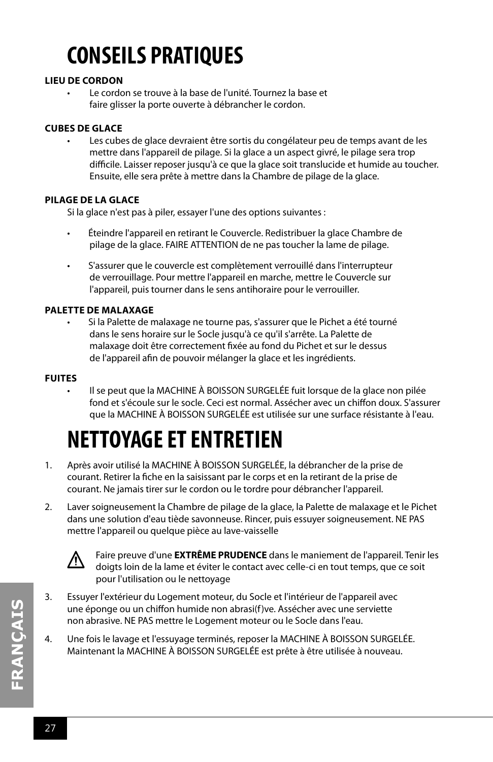# CONSEILS PRATIQUES

**LIEU DE CORDON**

- Le cordon se trouve à la base de l'unité. Tournez la base et faire glisser la porte ouverte à débrancher le cordon.

**CUBES DE GLACE**

- Les cubes de glace devraient être sortis du congélateur peu de temps avant de les mettre dans l'appareil de pilage. Si la glace a un aspect givré, le pilage sera trop difficile. Laisser reposer jusqu'à ce que la glace soit translucide et humide au toucher. Ensuite, elle sera prête à mettre dans la Chambre de pilage de la glace.

**PILAGE DE LA GLACE**

Si la glace n'est pas à piler, essayer l'une des options suivantes :

- Éteindre l'appareil en retirant le Couvercle. Redistribuer la glace Chambre de pilage de la glace. FAIRE ATTENTION de ne pas toucher la lame de pilage.

- S'assurer que le couvercle est complètement verrouillé dans l'interrupteur de verrouillage. Pour mettre l'appareil en marche, mettre le Couvercle sur l'appareil, puis tourner dans le sens antihoraire pour le verrouiller.

**PALETTE DE MALAXAGE**

- Si la Palette de malaxage ne tourne pas, s'assurer que le Pichet a été tourné dans le sens horaire sur le Socle jusqu'à ce qu'il s'arrête. La Palette de malaxage doit être correctement fixée au fond du Pichet et sur le dessus de l'appareil afin de pouvoir mélanger la glace et les ingrédients.

**FUITES**

- Il se peut que la MACHINE À BOISSON SURGELÉE fuit lorsque de la glace non pilée fond et s'écoule sur le socle. Ceci est normal. Assécher avec un chiffon doux. S'assurer que la MACHINE À BOISSON SURGELÉE est utilisée sur une surface résistante à l'eau.

# NETTOYAGE ET ENTRETIEN

1. Après avoir utilisé la MACHINE À BOISSON SURGELÉE, la débrancher de la prise de courant. Retirer la fiche en la saisissant par le corps et en la retirant de la prise de courant. Ne jamais tirer sur le cordon ou le tordre pour débrancher l'appareil.

2. Laver soigneusement la Chambre de pilage de la glace, la Palette de malaxage et le Pichet dans une solution d'eau tiède savonneuse. Rincer, puis essuyer soigneusement. NE PAS mettre l'appareil ou quelque pièce au lave-vaisselle

   ⚠ Faire preuve d'une **EXTRÊME PRUDENCE** dans le maniement de l'appareil. Tenir les doigts loin de la lame et éviter le contact avec celle-ci en tout temps, que ce soit pour l'utilisation ou le nettoyage

3. Essuyer l'extérieur du Logement moteur, du Socle et l'intérieur de l'appareil avec une éponge ou un chiffon humide non abrasi(f)ve. Assécher avec une serviette non abrasive. NE PAS mettre le Logement moteur ou le Socle dans l'eau.

4. Une fois le lavage et l'essuyage terminés, reposer la MACHINE À BOISSON SURGELÉE. Maintenant la MACHINE À BOISSON SURGELÉE est prête à être utilisée à nouveau.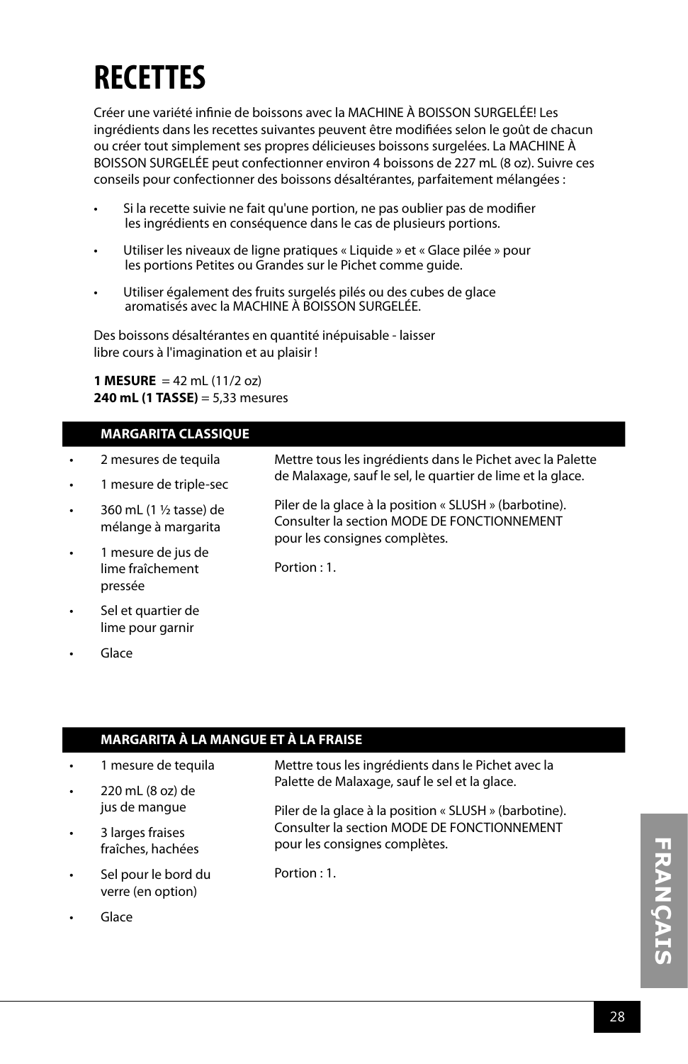# RECETTES

Créer une variété infinie de boissons avec la MACHINE À BOISSON SURGELÉE! Les ingrédients dans les recettes suivantes peuvent être modifiées selon le goût de chacun ou créer tout simplement ses propres délicieuses boissons surgelées. La MACHINE À BOISSON SURGELÉE peut confectionner environ 4 boissons de 227 mL (8 oz). Suivre ces conseils pour confectionner des boissons désaltérantes, parfaitement mélangées :

- Si la recette suivie ne fait qu'une portion, ne pas oublier pas de modifier les ingrédients en conséquence dans le cas de plusieurs portions.
- Utiliser les niveaux de ligne pratiques « Liquide » et « Glace pilée » pour les portions Petites ou Grandes sur le Pichet comme guide.
- Utiliser également des fruits surgelés pilés ou des cubes de glace aromatisés avec la MACHINE À BOISSON SURGELÉE.

Des boissons désaltérantes en quantité inépuisable - laisser libre cours à l'imagination et au plaisir !

**1 MESURE** = 42 mL (11/2 oz)
**240 mL (1 TASSE)** = 5,33 mesures

## MARGARITA CLASSIQUE

- 2 mesures de tequila
- 1 mesure de triple-sec
- 360 mL (1 ½ tasse) de mélange à margarita
- 1 mesure de jus de lime fraîchement pressée
- Sel et quartier de lime pour garnir
- Glace

Mettre tous les ingrédients dans le Pichet avec la Palette de Malaxage, sauf le sel, le quartier de lime et la glace.

Piler de la glace à la position « SLUSH » (barbotine). Consulter la section MODE DE FONCTIONNEMENT pour les consignes complètes.

Portion : 1.

## MARGARITA À LA MANGUE ET À LA FRAISE

- 1 mesure de tequila
- 220 mL (8 oz) de jus de mangue
- 3 larges fraises fraîches, hachées
- Sel pour le bord du verre (en option)
- Glace

Mettre tous les ingrédients dans le Pichet avec la Palette de Malaxage, sauf le sel et la glace.

Piler de la glace à la position « SLUSH » (barbotine). Consulter la section MODE DE FONCTIONNEMENT pour les consignes complètes.

Portion : 1.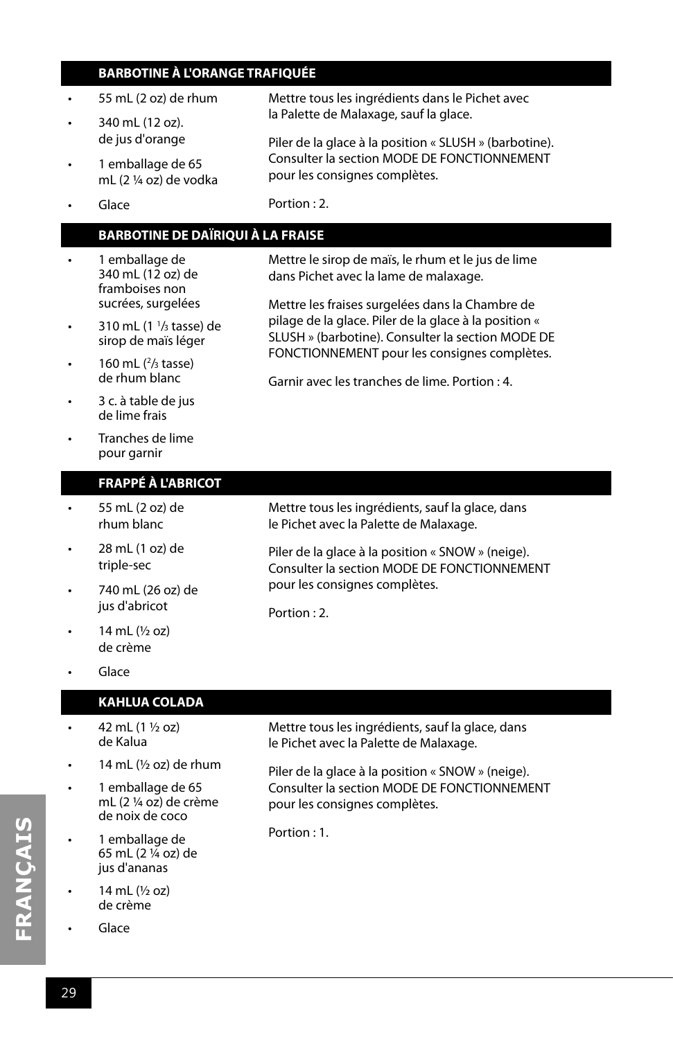## BARBOTINE À L'ORANGE TRAFIQUÉE

- 55 mL (2 oz) de rhum
- 340 mL (12 oz). de jus d'orange
- 1 emballage de 65 mL (2 ¼ oz) de vodka
- Glace

Mettre tous les ingrédients dans le Pichet avec la Palette de Malaxage, sauf la glace.

Piler de la glace à la position « SLUSH » (barbotine). Consulter la section MODE DE FONCTIONNEMENT pour les consignes complètes.

Portion : 2.

## BARBOTINE DE DAÏRIQUI À LA FRAISE

- 1 emballage de 340 mL (12 oz) de framboises non sucrées, surgelées
- 310 mL (1 ⅓ tasse) de sirop de maïs léger
- 160 mL (⅔ tasse) de rhum blanc
- 3 c. à table de jus de lime frais
- Tranches de lime pour garnir

Mettre le sirop de maïs, le rhum et le jus de lime dans Pichet avec la lame de malaxage.

Mettre les fraises surgelées dans la Chambre de pilage de la glace. Piler de la glace à la position « SLUSH » (barbotine). Consulter la section MODE DE FONCTIONNEMENT pour les consignes complètes.

Garnir avec les tranches de lime. Portion : 4.

## FRAPPÉ À L'ABRICOT

- 55 mL (2 oz) de rhum blanc
- 28 mL (1 oz) de triple-sec
- 740 mL (26 oz) de jus d'abricot
- 14 mL (½ oz) de crème
- Glace

Mettre tous les ingrédients, sauf la glace, dans le Pichet avec la Palette de Malaxage.

Piler de la glace à la position « SNOW » (neige). Consulter la section MODE DE FONCTIONNEMENT pour les consignes complètes.

Portion : 2.

## KAHLUA COLADA

- 42 mL (1 ½ oz) de Kalua
- 14 mL (½ oz) de rhum
- 1 emballage de 65 mL (2 ¼ oz) de crème de noix de coco
- 1 emballage de 65 mL (2 ¼ oz) de jus d'ananas
- 14 mL (½ oz) de crème
- Glace

Mettre tous les ingrédients, sauf la glace, dans le Pichet avec la Palette de Malaxage.

Piler de la glace à la position « SNOW » (neige). Consulter la section MODE DE FONCTIONNEMENT pour les consignes complètes.

Portion : 1.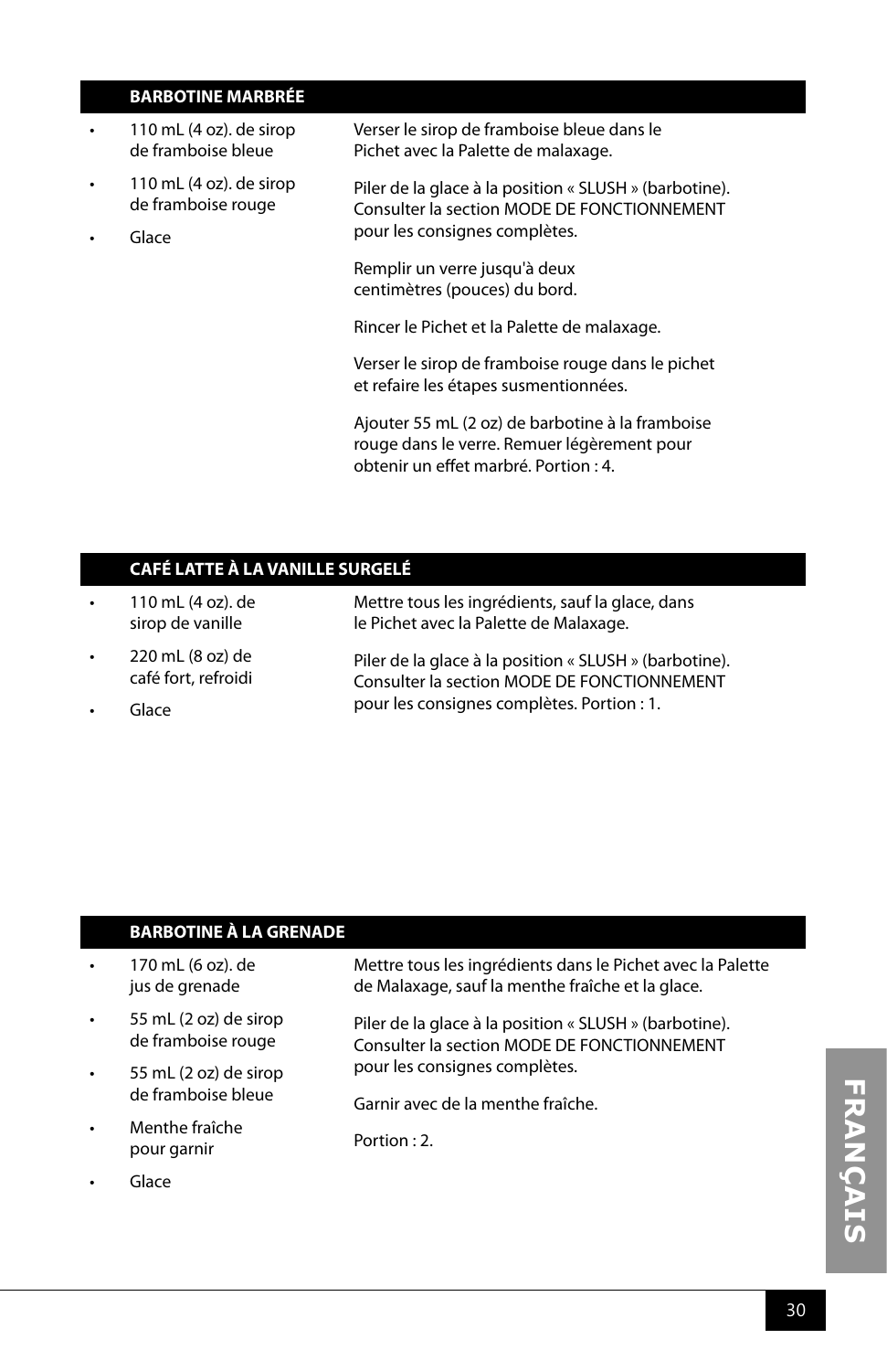## BARBOTINE MARBRÉE

- 110 mL (4 oz). de sirop de framboise bleue
- 110 mL (4 oz). de sirop de framboise rouge
- Glace

Verser le sirop de framboise bleue dans le Pichet avec la Palette de malaxage.

Piler de la glace à la position « SLUSH » (barbotine). Consulter la section MODE DE FONCTIONNEMENT pour les consignes complètes.

Remplir un verre jusqu'à deux centimètres (pouces) du bord.

Rincer le Pichet et la Palette de malaxage.

Verser le sirop de framboise rouge dans le pichet et refaire les étapes susmentionnées.

Ajouter 55 mL (2 oz) de barbotine à la framboise rouge dans le verre. Remuer légèrement pour obtenir un effet marbré. Portion : 4.

## CAFÉ LATTE À LA VANILLE SURGELÉ

- 110 mL (4 oz). de sirop de vanille
- 220 mL (8 oz) de café fort, refroidi
- Glace

Mettre tous les ingrédients, sauf la glace, dans le Pichet avec la Palette de Malaxage.

Piler de la glace à la position « SLUSH » (barbotine). Consulter la section MODE DE FONCTIONNEMENT pour les consignes complètes. Portion : 1.

## BARBOTINE À LA GRENADE

- 170 mL (6 oz). de jus de grenade
- 55 mL (2 oz) de sirop de framboise rouge
- 55 mL (2 oz) de sirop de framboise bleue
- Menthe fraîche pour garnir
- Glace

Mettre tous les ingrédients dans le Pichet avec la Palette de Malaxage, sauf la menthe fraîche et la glace.

Piler de la glace à la position « SLUSH » (barbotine). Consulter la section MODE DE FONCTIONNEMENT pour les consignes complètes.

Garnir avec de la menthe fraîche.

Portion : 2.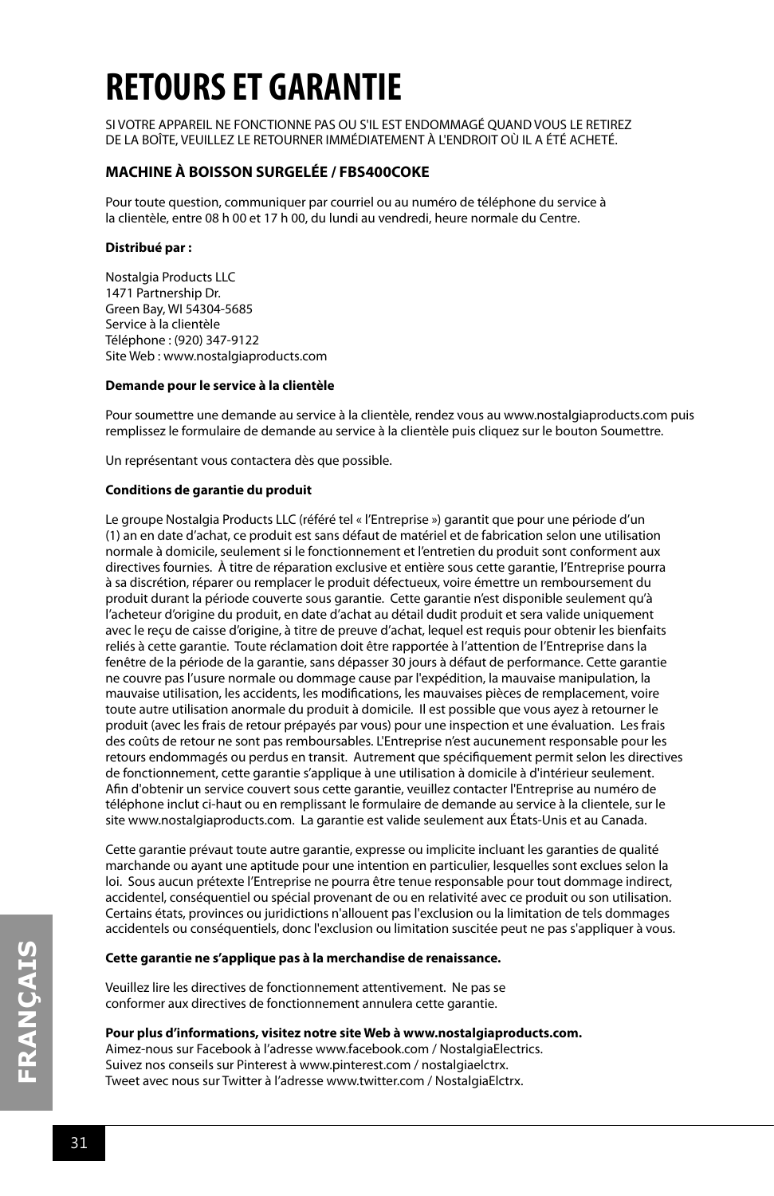# RETOURS ET GARANTIE

SI VOTRE APPAREIL NE FONCTIONNE PAS OU S'IL EST ENDOMMAGÉ QUAND VOUS LE RETIREZ DE LA BOÎTE, VEUILLEZ LE RETOURNER IMMÉDIATEMENT À L'ENDROIT OÙ IL A ÉTÉ ACHETÉ.

**MACHINE À BOISSON SURGELÉE / FBS400COKE**

Pour toute question, communiquer par courriel ou au numéro de téléphone du service à la clientèle, entre 08 h 00 et 17 h 00, du lundi au vendredi, heure normale du Centre.

**Distribué par :**

Nostalgia Products LLC
1471 Partnership Dr.
Green Bay, WI 54304-5685
Service à la clientèle
Téléphone : (920) 347-9122
Site Web : www.nostalgiaproducts.com

**Demande pour le service à la clientèle**

Pour soumettre une demande au service à la clientèle, rendez vous au www.nostalgiaproducts.com puis remplissez le formulaire de demande au service à la clientèle puis cliquez sur le bouton Soumettre.

Un représentant vous contactera dès que possible.

**Conditions de garantie du produit**

Le groupe Nostalgia Products LLC (référé tel « l'Entreprise ») garantit que pour une période d'un (1) an en date d'achat, ce produit est sans défaut de matériel et de fabrication selon une utilisation normale à domicile, seulement si le fonctionnement et l'entretien du produit sont conforment aux directives fournies. À titre de réparation exclusive et entière sous cette garantie, l'Entreprise pourra à sa discrétion, réparer ou remplacer le produit défectueux, voire émettre un remboursement du produit durant la période couverte sous garantie. Cette garantie n'est disponible seulement qu'à l'acheteur d'origine du produit, en date d'achat au détail dudit produit et sera valide uniquement avec le reçu de caisse d'origine, à titre de preuve d'achat, lequel est requis pour obtenir les bienfaits reliés à cette garantie. Toute réclamation doit être rapportée à l'attention de l'Entreprise dans la fenêtre de la période de la garantie, sans dépasser 30 jours à défaut de performance. Cette garantie ne couvre pas l'usure normale ou dommage cause par l'expédition, la mauvaise manipulation, la mauvaise utilisation, les accidents, les modifications, les mauvaises pièces de remplacement, voire toute autre utilisation anormale du produit à domicile. Il est possible que vous ayez à retourner le produit (avec les frais de retour prépayés par vous) pour une inspection et une évaluation. Les frais des coûts de retour ne sont pas remboursables. L'Entreprise n'est aucunement responsable pour les retours endommagés ou perdus en transit. Autrement que spécifiquement permit selon les directives de fonctionnement, cette garantie s'applique à une utilisation à domicile à d'intérieur seulement. Afin d'obtenir un service couvert sous cette garantie, veuillez contacter l'Entreprise au numéro de téléphone inclut ci-haut ou en remplissant le formulaire de demande au service à la clientele, sur le site www.nostalgiaproducts.com. La garantie est valide seulement aux États-Unis et au Canada.

Cette garantie prévaut toute autre garantie, expresse ou implicite incluant les garanties de qualité marchande ou ayant une aptitude pour une intention en particulier, lesquelles sont exclues selon la loi. Sous aucun prétexte l'Entreprise ne pourra être tenue responsable pour tout dommage indirect, accidentel, conséquentiel ou spécial provenant de ou en relativité avec ce produit ou son utilisation. Certains états, provinces ou juridictions n'allouent pas l'exclusion ou la limitation de tels dommages accidentels ou conséquentiels, donc l'exclusion ou limitation suscitée peut ne pas s'appliquer à vous.

**Cette garantie ne s'applique pas à la merchandise de renaissance.**

Veuillez lire les directives de fonctionnement attentivement. Ne pas se conformer aux directives de fonctionnement annulera cette garantie.

**Pour plus d'informations, visitez notre site Web à www.nostalgiaproducts.com.**
Aimez-nous sur Facebook à l'adresse www.facebook.com / NostalgiaElectrics.
Suivez nos conseils sur Pinterest à www.pinterest.com / nostalgiaelctrx.
Tweet avec nous sur Twitter à l'adresse www.twitter.com / NostalgiaElctrx.